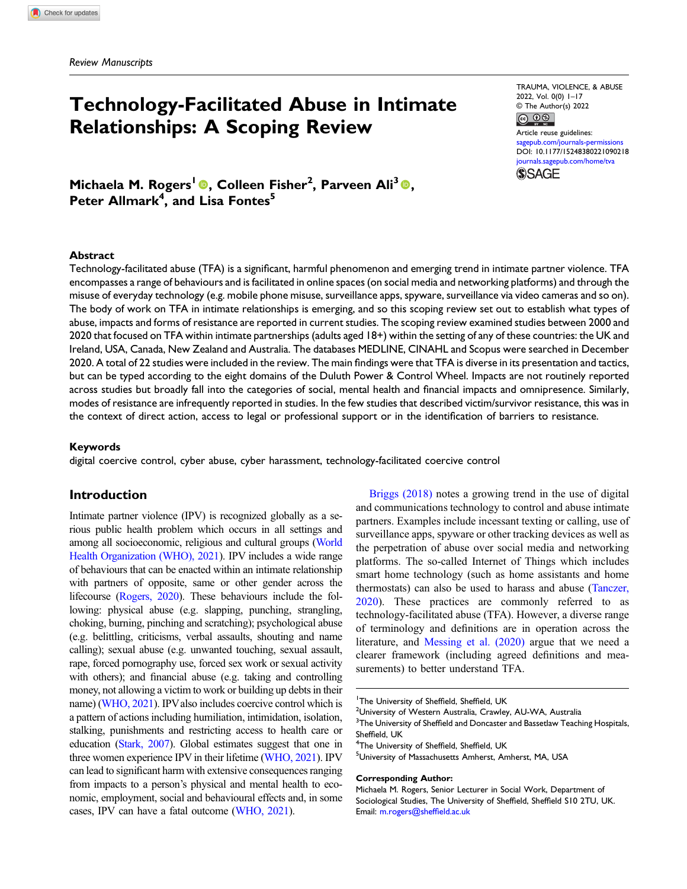*Review Manuscripts*

# Technology-Facilitated Abuse in Intimate Relationships: A Scoping Review

**Michaela M. Rogers[1], Colleen Fisher[2], Parveen Ali[3], Peter Allmark[4], and Lisa Fontes[5]**

TRAUMA, VIOLENCE, & ABUSE
2022, Vol. 0(0) 1–17
© The Author(s) 2022
Article reuse guidelines:
sagepub.com/journals-permissions
DOI: 10.1177/15248380221090218
journals.sagepub.com/home/tva

## Abstract

Technology-facilitated abuse (TFA) is a significant, harmful phenomenon and emerging trend in intimate partner violence. TFA encompasses a range of behaviours and is facilitated in online spaces (on social media and networking platforms) and through the misuse of everyday technology (e.g. mobile phone misuse, surveillance apps, spyware, surveillance via video cameras and so on). The body of work on TFA in intimate relationships is emerging, and so this scoping review set out to establish what types of abuse, impacts and forms of resistance are reported in current studies. The scoping review examined studies between 2000 and 2020 that focused on TFA within intimate partnerships (adults aged 18+) within the setting of any of these countries: the UK and Ireland, USA, Canada, New Zealand and Australia. The databases MEDLINE, CINAHL and Scopus were searched in December 2020. A total of 22 studies were included in the review. The main findings were that TFA is diverse in its presentation and tactics, but can be typed according to the eight domains of the Duluth Power & Control Wheel. Impacts are not routinely reported across studies but broadly fall into the categories of social, mental health and financial impacts and omnipresence. Similarly, modes of resistance are infrequently reported in studies. In the few studies that described victim/survivor resistance, this was in the context of direct action, access to legal or professional support or in the identification of barriers to resistance.

## Keywords

digital coercive control, cyber abuse, cyber harassment, technology-facilitated coercive control

## Introduction

Intimate partner violence (IPV) is recognized globally as a serious public health problem which occurs in all settings and among all socioeconomic, religious and cultural groups (World Health Organization (WHO), 2021). IPV includes a wide range of behaviours that can be enacted within an intimate relationship with partners of opposite, same or other gender across the lifecourse (Rogers, 2020). These behaviours include the following: physical abuse (e.g. slapping, punching, strangling, choking, burning, pinching and scratching); psychological abuse (e.g. belittling, criticisms, verbal assaults, shouting and name calling); sexual abuse (e.g. unwanted touching, sexual assault, rape, forced pornography use, forced sex work or sexual activity with others); and financial abuse (e.g. taking and controlling money, not allowing a victim to work or building up debts in their name) (WHO, 2021). IPV also includes coercive control which is a pattern of actions including humiliation, intimidation, isolation, stalking, punishments and restricting access to health care or education (Stark, 2007). Global estimates suggest that one in three women experience IPV in their lifetime (WHO, 2021). IPV can lead to significant harm with extensive consequences ranging from impacts to a person's physical and mental health to economic, employment, social and behavioural effects and, in some cases, IPV can have a fatal outcome (WHO, 2021).

Briggs (2018) notes a growing trend in the use of digital and communications technology to control and abuse intimate partners. Examples include incessant texting or calling, use of surveillance apps, spyware or other tracking devices as well as the perpetration of abuse over social media and networking platforms. The so-called Internet of Things which includes smart home technology (such as home assistants and home thermostats) can also be used to harass and abuse (Tanczer, 2020). These practices are commonly referred to as technology-facilitated abuse (TFA). However, a diverse range of terminology and definitions are in operation across the literature, and Messing et al. (2020) argue that we need a clearer framework (including agreed definitions and measurements) to better understand TFA.

[1] The University of Sheffield, Sheffield, UK
[2] University of Western Australia, Crawley, AU-WA, Australia
[3] The University of Sheffield and Doncaster and Bassetlaw Teaching Hospitals, Sheffield, UK
[4] The University of Sheffield, Sheffield, UK
[5] University of Massachusetts Amherst, Amherst, MA, USA

**Corresponding Author:**
Michaela M. Rogers, Senior Lecturer in Social Work, Department of Sociological Studies, The University of Sheffield, Sheffield S10 2TU, UK.
Email: m.rogers@sheffield.ac.uk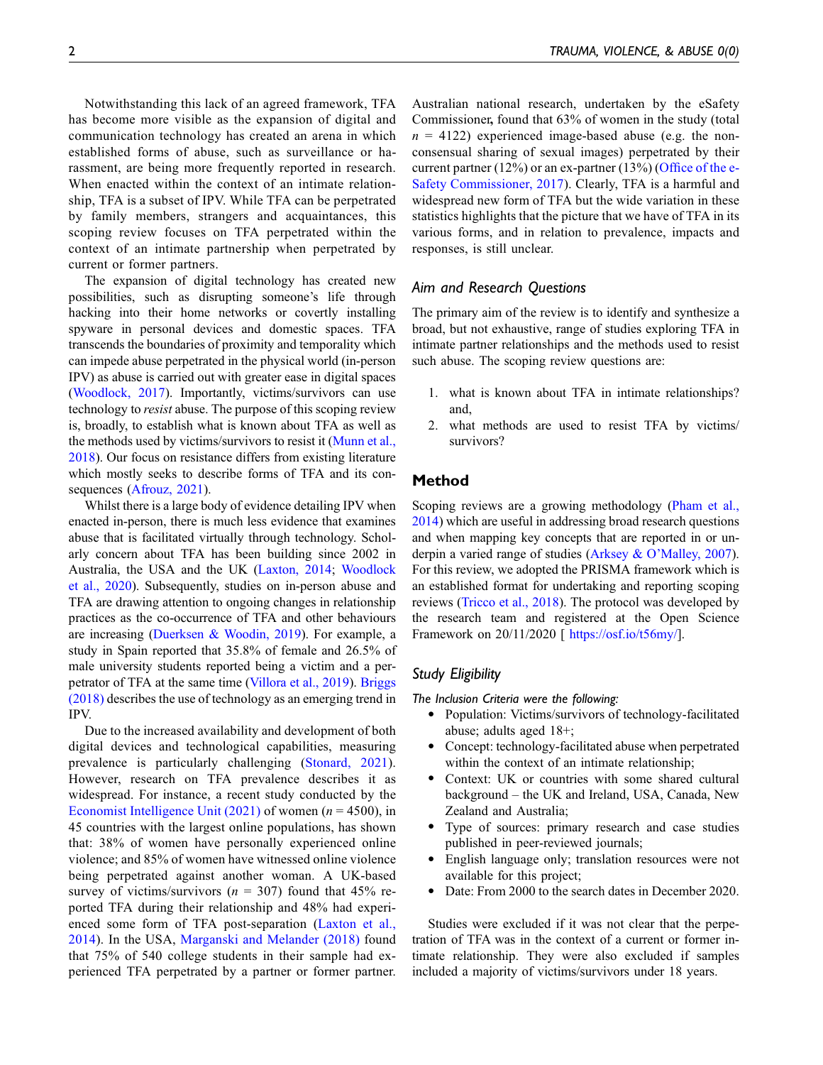Notwithstanding this lack of an agreed framework, TFA has become more visible as the expansion of digital and communication technology has created an arena in which established forms of abuse, such as surveillance or harassment, are being more frequently reported in research. When enacted within the context of an intimate relationship, TFA is a subset of IPV. While TFA can be perpetrated by family members, strangers and acquaintances, this scoping review focuses on TFA perpetrated within the context of an intimate partnership when perpetrated by current or former partners.

The expansion of digital technology has created new possibilities, such as disrupting someone's life through hacking into their home networks or covertly installing spyware in personal devices and domestic spaces. TFA transcends the boundaries of proximity and temporality which can impede abuse perpetrated in the physical world (in-person IPV) as abuse is carried out with greater ease in digital spaces (Woodlock, 2017). Importantly, victims/survivors can use technology to *resist* abuse. The purpose of this scoping review is, broadly, to establish what is known about TFA as well as the methods used by victims/survivors to resist it (Munn et al., 2018). Our focus on resistance differs from existing literature which mostly seeks to describe forms of TFA and its consequences (Afrouz, 2021).

Whilst there is a large body of evidence detailing IPV when enacted in-person, there is much less evidence that examines abuse that is facilitated virtually through technology. Scholarly concern about TFA has been building since 2002 in Australia, the USA and the UK (Laxton, 2014; Woodlock et al., 2020). Subsequently, studies on in-person abuse and TFA are drawing attention to ongoing changes in relationship practices as the co-occurrence of TFA and other behaviours are increasing (Duerksen & Woodin, 2019). For example, a study in Spain reported that 35.8% of female and 26.5% of male university students reported being a victim and a perpetrator of TFA at the same time (Villora et al., 2019). Briggs (2018) describes the use of technology as an emerging trend in IPV.

Due to the increased availability and development of both digital devices and technological capabilities, measuring prevalence is particularly challenging (Stonard, 2021). However, research on TFA prevalence describes it as widespread. For instance, a recent study conducted by the Economist Intelligence Unit (2021) of women ($n$ = 4500), in 45 countries with the largest online populations, has shown that: 38% of women have personally experienced online violence; and 85% of women have witnessed online violence being perpetrated against another woman. A UK-based survey of victims/survivors ($n$ = 307) found that 45% reported TFA during their relationship and 48% had experienced some form of TFA post-separation (Laxton et al., 2014). In the USA, Marganski and Melander (2018) found that 75% of 540 college students in their sample had experienced TFA perpetrated by a partner or former partner. Australian national research, undertaken by the eSafety Commissioner, found that 63% of women in the study (total $n$ = 4122) experienced image-based abuse (e.g. the non-consensual sharing of sexual images) perpetrated by their current partner (12%) or an ex-partner (13%) (Office of the e-Safety Commissioner, 2017). Clearly, TFA is a harmful and widespread new form of TFA but the wide variation in these statistics highlights that the picture that we have of TFA in its various forms, and in relation to prevalence, impacts and responses, is still unclear.

### Aim and Research Questions

The primary aim of the review is to identify and synthesize a broad, but not exhaustive, range of studies exploring TFA in intimate partner relationships and the methods used to resist such abuse. The scoping review questions are:

1. what is known about TFA in intimate relationships? and,
2. what methods are used to resist TFA by victims/survivors?

## Method

Scoping reviews are a growing methodology (Pham et al., 2014) which are useful in addressing broad research questions and when mapping key concepts that are reported in or underpin a varied range of studies (Arksey & O'Malley, 2007). For this review, we adopted the PRISMA framework which is an established format for undertaking and reporting scoping reviews (Tricco et al., 2018). The protocol was developed by the research team and registered at the Open Science Framework on 20/11/2020 [ https://osf.io/t56my/].

### Study Eligibility

*The Inclusion Criteria were the following:*

- Population: Victims/survivors of technology-facilitated abuse; adults aged 18+;
- Concept: technology-facilitated abuse when perpetrated within the context of an intimate relationship;
- Context: UK or countries with some shared cultural background – the UK and Ireland, USA, Canada, New Zealand and Australia;
- Type of sources: primary research and case studies published in peer-reviewed journals;
- English language only; translation resources were not available for this project;
- Date: From 2000 to the search dates in December 2020.

Studies were excluded if it was not clear that the perpetration of TFA was in the context of a current or former intimate relationship. They were also excluded if samples included a majority of victims/survivors under 18 years.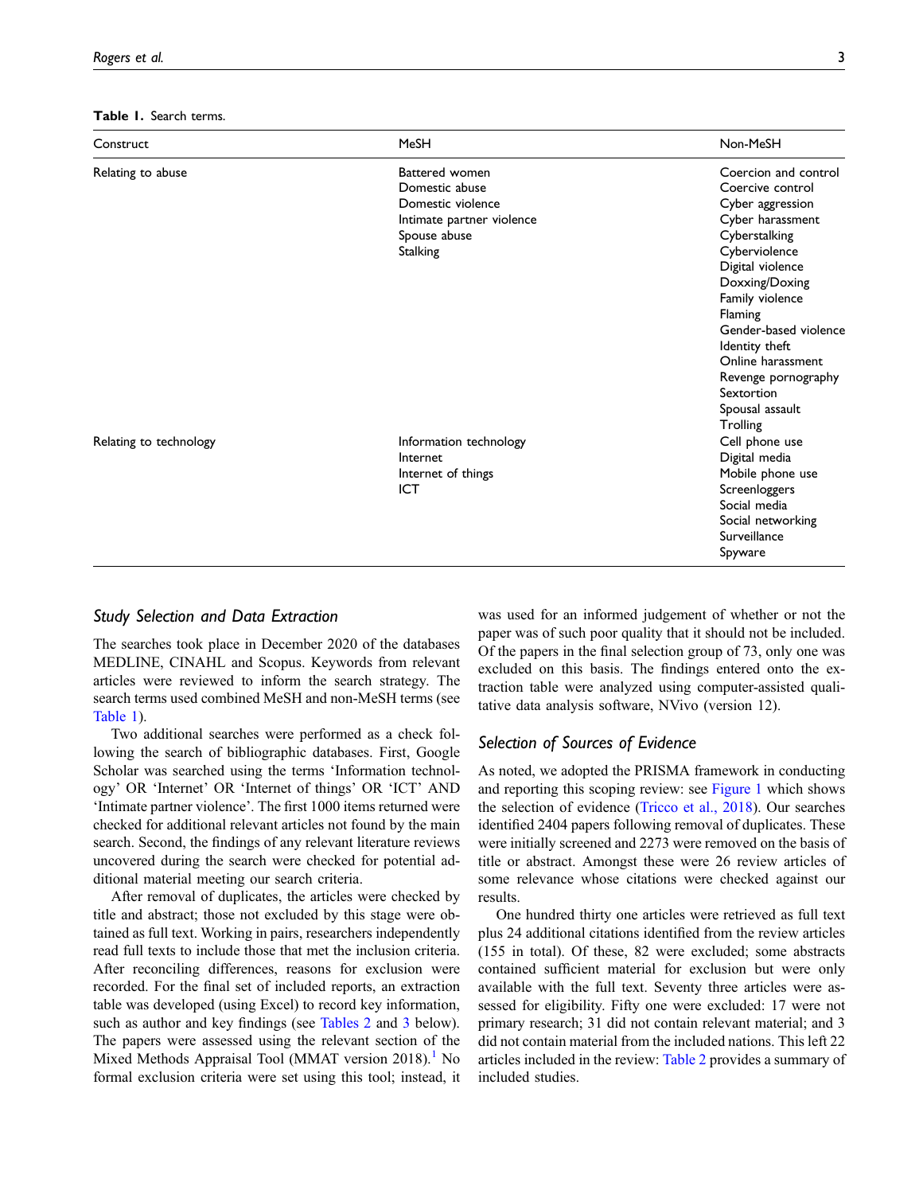**Table 1.** Search terms.

| Construct | MeSH | Non-MeSH |
|---|---|---|
| Relating to abuse | Battered women<br>Domestic abuse<br>Domestic violence<br>Intimate partner violence<br>Spouse abuse<br>Stalking | Coercion and control<br>Coercive control<br>Cyber aggression<br>Cyber harassment<br>Cyberstalking<br>Cyberviolence<br>Digital violence<br>Doxxing/Doxing<br>Family violence<br>Flaming<br>Gender-based violence<br>Identity theft<br>Online harassment<br>Revenge pornography<br>Sextortion<br>Spousal assault<br>Trolling |
| Relating to technology | Information technology<br>Internet<br>Internet of things<br>ICT | Cell phone use<br>Digital media<br>Mobile phone use<br>Screenloggers<br>Social media<br>Social networking<br>Surveillance<br>Spyware |

### *Study Selection and Data Extraction*

The searches took place in December 2020 of the databases MEDLINE, CINAHL and Scopus. Keywords from relevant articles were reviewed to inform the search strategy. The search terms used combined MeSH and non-MeSH terms (see Table 1).

Two additional searches were performed as a check following the search of bibliographic databases. First, Google Scholar was searched using the terms 'Information technology' OR 'Internet' OR 'Internet of things' OR 'ICT' AND 'Intimate partner violence'. The first 1000 items returned were checked for additional relevant articles not found by the main search. Second, the findings of any relevant literature reviews uncovered during the search were checked for potential additional material meeting our search criteria.

After removal of duplicates, the articles were checked by title and abstract; those not excluded by this stage were obtained as full text. Working in pairs, researchers independently read full texts to include those that met the inclusion criteria. After reconciling differences, reasons for exclusion were recorded. For the final set of included reports, an extraction table was developed (using Excel) to record key information, such as author and key findings (see Tables 2 and 3 below). The papers were assessed using the relevant section of the Mixed Methods Appraisal Tool (MMAT version 2018).[1] No formal exclusion criteria were set using this tool; instead, it was used for an informed judgement of whether or not the paper was of such poor quality that it should not be included. Of the papers in the final selection group of 73, only one was excluded on this basis. The findings entered onto the extraction table were analyzed using computer-assisted qualitative data analysis software, NVivo (version 12).

### *Selection of Sources of Evidence*

As noted, we adopted the PRISMA framework in conducting and reporting this scoping review: see Figure 1 which shows the selection of evidence (Tricco et al., 2018). Our searches identified 2404 papers following removal of duplicates. These were initially screened and 2273 were removed on the basis of title or abstract. Amongst these were 26 review articles of some relevance whose citations were checked against our results.

One hundred thirty one articles were retrieved as full text plus 24 additional citations identified from the review articles (155 in total). Of these, 82 were excluded; some abstracts contained sufficient material for exclusion but were only available with the full text. Seventy three articles were assessed for eligibility. Fifty one were excluded: 17 were not primary research; 31 did not contain relevant material; and 3 did not contain material from the included nations. This left 22 articles included in the review: Table 2 provides a summary of included studies.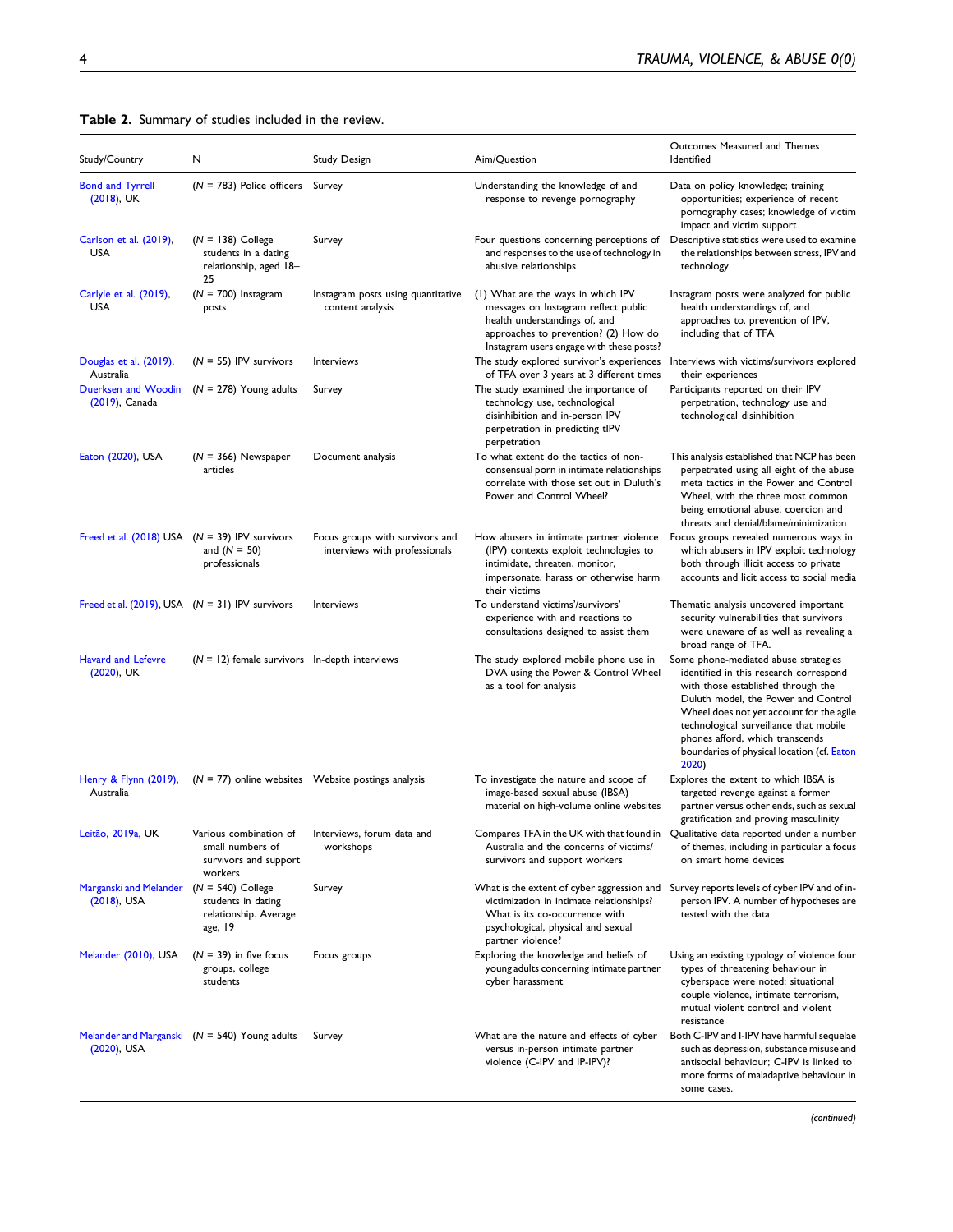**Table 2.** Summary of studies included in the review.

| Study/Country | N | Study Design | Aim/Question | Outcomes Measured and Themes Identified |
|---|---|---|---|---|
| Bond and Tyrrell (2018), UK | (N = 783) Police officers | Survey | Understanding the knowledge of and response to revenge pornography | Data on policy knowledge; training opportunities; experience of recent pornography cases; knowledge of victim impact and victim support |
| Carlson et al. (2019), USA | (N = 138) College students in a dating relationship, aged 18–25 | Survey | Four questions concerning perceptions of and responses to the use of technology in abusive relationships | Descriptive statistics were used to examine the relationships between stress, IPV and technology |
| Carlyle et al. (2019), USA | (N = 700) Instagram posts | Instagram posts using quantitative content analysis | (1) What are the ways in which IPV messages on Instagram reflect public health understandings of, and approaches to prevention? (2) How do Instagram users engage with these posts? | Instagram posts were analyzed for public health understandings of, and approaches to, prevention of IPV, including that of TFA |
| Douglas et al. (2019), Australia | (N = 55) IPV survivors | Interviews | The study explored survivor's experiences of TFA over 3 years at 3 different times | Interviews with victims/survivors explored their experiences |
| Duerksen and Woodin (2019), Canada | (N = 278) Young adults | Survey | The study examined the importance of technology use, technological disinhibition and in-person IPV perpetration in predicting tIPV perpetration | Participants reported on their IPV perpetration, technology use and technological disinhibition |
| Eaton (2020), USA | (N = 366) Newspaper articles | Document analysis | To what extent do the tactics of non-consensual porn in intimate relationships correlate with those set out in Duluth's Power and Control Wheel? | This analysis established that NCP has been perpetrated using all eight of the abuse meta tactics in the Power and Control Wheel, with the three most common being emotional abuse, coercion and threats and denial/blame/minimization |
| Freed et al. (2018) USA | (N = 39) IPV survivors and (N = 50) professionals | Focus groups with survivors and interviews with professionals | How abusers in intimate partner violence (IPV) contexts exploit technologies to intimidate, threaten, monitor, impersonate, harass or otherwise harm their victims | Focus groups revealed numerous ways in which abusers in IPV exploit technology both through illicit access to private accounts and licit access to social media |
| Freed et al. (2019), USA | (N = 31) IPV survivors | Interviews | To understand victims'/survivors' experience with and reactions to consultations designed to assist them | Thematic analysis uncovered important security vulnerabilities that survivors were unaware of as well as revealing a broad range of TFA. |
| Havard and Lefevre (2020), UK | (N = 12) female survivors | In-depth interviews | The study explored mobile phone use in DVA using the Power & Control Wheel as a tool for analysis | Some phone-mediated abuse strategies identified in this research correspond with those established through the Duluth model, the Power and Control Wheel does not yet account for the agile technological surveillance that mobile phones afford, which transcends boundaries of physical location (cf. Eaton 2020) |
| Henry & Flynn (2019), Australia | (N = 77) online websites | Website postings analysis | To investigate the nature and scope of image-based sexual abuse (IBSA) material on high-volume online websites | Explores the extent to which IBSA is targeted revenge against a former partner versus other ends, such as sexual gratification and proving masculinity |
| Leitão, 2019a, UK | Various combination of small numbers of survivors and support workers | Interviews, forum data and workshops | Compares TFA in the UK with that found in Australia and the concerns of victims/survivors and support workers | Qualitative data reported under a number of themes, including in particular a focus on smart home devices |
| Marganski and Melander (2018), USA | (N = 540) College students in dating relationship. Average age, 19 | Survey | What is the extent of cyber aggression and victimization in intimate relationships? What is its co-occurrence with psychological, physical and sexual partner violence? | Survey reports levels of cyber IPV and of in-person IPV. A number of hypotheses are tested with the data |
| Melander (2010), USA | (N = 39) in five focus groups, college students | Focus groups | Exploring the knowledge and beliefs of young adults concerning intimate partner cyber harassment | Using an existing typology of violence four types of threatening behaviour in cyberspace were noted: situational couple violence, intimate terrorism, mutual violent control and violent resistance |
| Melander and Marganski (2020), USA | (N = 540) Young adults | Survey | What are the nature and effects of cyber versus in-person intimate partner violence (C-IPV and IP-IPV)? | Both C-IPV and I-IPV have harmful sequelae such as depression, substance misuse and antisocial behaviour; C-IPV is linked to more forms of maladaptive behaviour in some cases. |

*(continued)*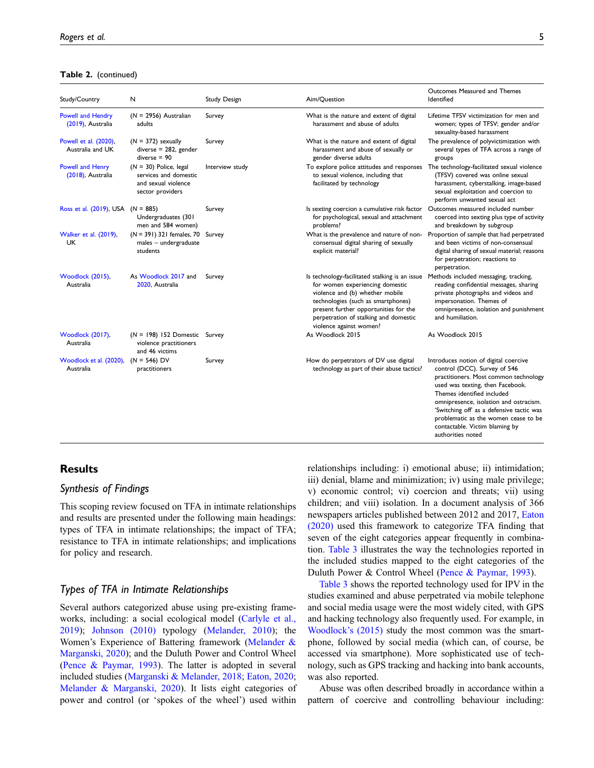**Table 2.** (continued)

| Study/Country | N | Study Design | Aim/Question | Outcomes Measured and Themes Identified |
|---|---|---|---|---|
| Powell and Hendry (2019), Australia | (N = 2956) Australian adults | Survey | What is the nature and extent of digital harassment and abuse of adults | Lifetime TFSV victimization for men and women; types of TFSV; gender and/or sexuality-based harassment |
| Powell et al. (2020), Australia and UK | (N = 372) sexually diverse = 282, gender diverse = 90 | Survey | What is the nature and extent of digital harassment and abuse of sexually or gender diverse adults | The prevalence of polyvictimization with several types of TFA across a range of groups |
| Powell and Henry (2018), Australia | (N = 30) Police, legal services and domestic and sexual violence sector providers | Interview study | To explore police attitudes and responses to sexual violence, including that facilitated by technology | The technology-facilitated sexual violence (TFSV) covered was online sexual harassment, cyberstalking, image-based sexual exploitation and coercion to perform unwanted sexual act |
| Ross et al. (2019), USA | (N = 885) Undergraduates (301 men and 584 women) | Survey | Is sexting coercion a cumulative risk factor for psychological, sexual and attachment problems? | Outcomes measured included number coerced into sexting plus type of activity and breakdown by subgroup |
| Walker et al. (2019), UK | (N = 391) 321 females, 70 males – undergraduate students | Survey | What is the prevalence and nature of non-consensual digital sharing of sexually explicit material? | Proportion of sample that had perpetrated and been victims of non-consensual digital sharing of sexual material; reasons for perpetration; reactions to perpetration. |
| Woodlock (2015), Australia | As Woodlock 2017 and 2020, Australia | Survey | Is technology-facilitated stalking is an issue for women experiencing domestic violence and (b) whether mobile technologies (such as smartphones) present further opportunities for the perpetration of stalking and domestic violence against women? | Methods included messaging, tracking, reading confidential messages, sharing private photographs and videos and impersonation. Themes of omnipresence, isolation and punishment and humiliation. |
| Woodlock (2017), Australia | (N = 198) 152 Domestic violence practitioners and 46 victims | Survey | As Woodlock 2015 | As Woodlock 2015 |
| Woodlock et al. (2020), Australia | (N = 546) DV practitioners | Survey | How do perpetrators of DV use digital technology as part of their abuse tactics? | Introduces notion of digital coercive control (DCC). Survey of 546 practitioners. Most common technology used was texting, then Facebook. Themes identified included omnipresence, isolation and ostracism. 'Switching off' as a defensive tactic was problematic as the women cease to be contactable. Victim blaming by authorities noted |

## Results

### Synthesis of Findings

This scoping review focused on TFA in intimate relationships and results are presented under the following main headings: types of TFA in intimate relationships; the impact of TFA; resistance to TFA in intimate relationships; and implications for policy and research.

### Types of TFA in Intimate Relationships

Several authors categorized abuse using pre-existing frameworks, including: a social ecological model (Carlyle et al., 2019); Johnson (2010) typology (Melander, 2010); the Women's Experience of Battering framework (Melander & Marganski, 2020); and the Duluth Power and Control Wheel (Pence & Paymar, 1993). The latter is adopted in several included studies (Marganski & Melander, 2018; Eaton, 2020; Melander & Marganski, 2020). It lists eight categories of power and control (or 'spokes of the wheel') used within relationships including: i) emotional abuse; ii) intimidation; iii) denial, blame and minimization; iv) using male privilege; v) economic control; vi) coercion and threats; vii) using children; and viii) isolation. In a document analysis of 366 newspapers articles published between 2012 and 2017, Eaton (2020) used this framework to categorize TFA finding that seven of the eight categories appear frequently in combination. Table 3 illustrates the way the technologies reported in the included studies mapped to the eight categories of the Duluth Power & Control Wheel (Pence & Paymar, 1993).

Table 3 shows the reported technology used for IPV in the studies examined and abuse perpetrated via mobile telephone and social media usage were the most widely cited, with GPS and hacking technology also frequently used. For example, in Woodlock's (2015) study the most common was the smartphone, followed by social media (which can, of course, be accessed via smartphone). More sophisticated use of technology, such as GPS tracking and hacking into bank accounts, was also reported.

Abuse was often described broadly in accordance within a pattern of coercive and controlling behaviour including: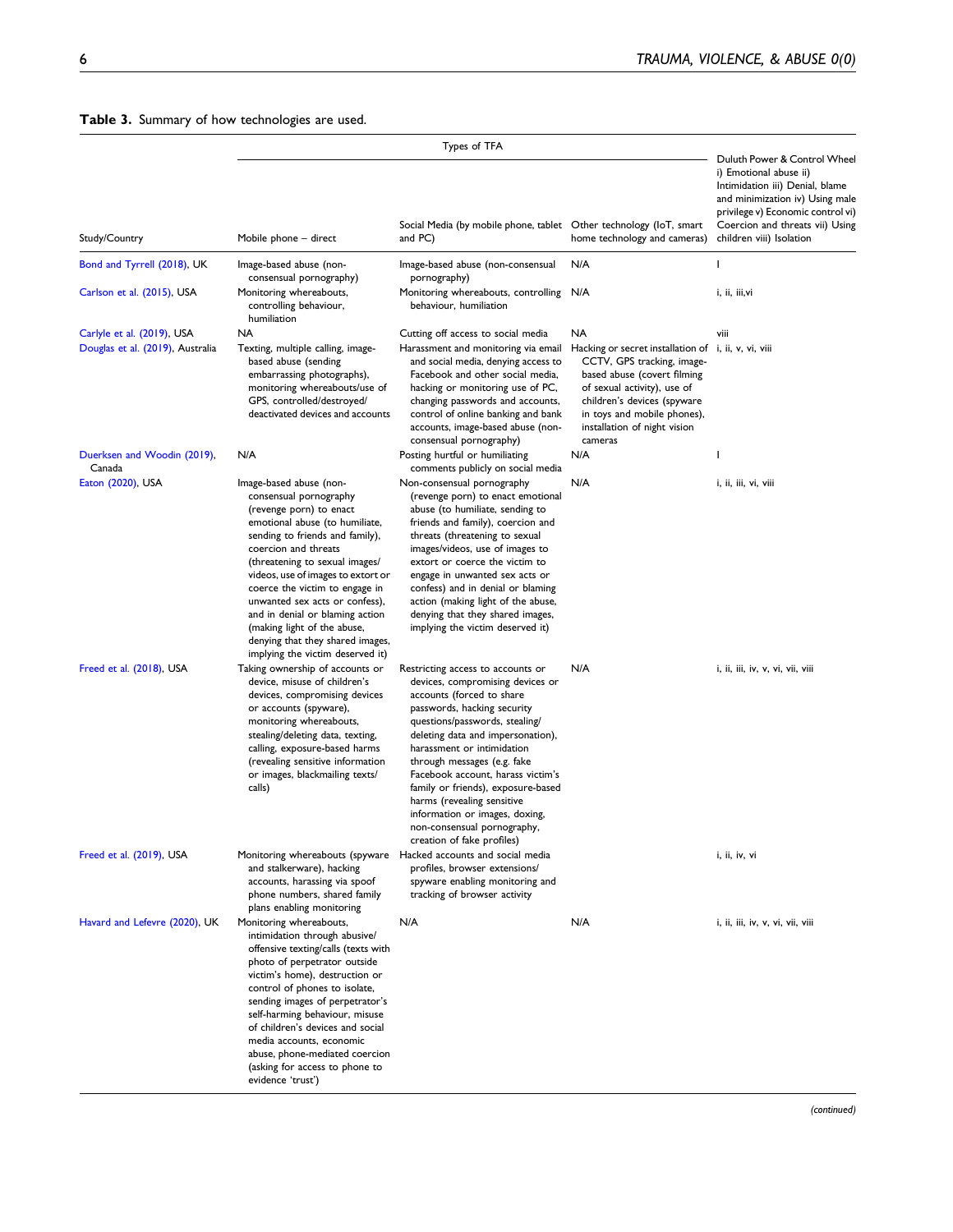**Table 3.** Summary of how technologies are used.

| Study/Country | Types of TFA | | | Duluth Power & Control Wheel i) Emotional abuse ii) Intimidation iii) Denial, blame and minimization iv) Using male privilege v) Economic control vi) Coercion and threats vii) Using children viii) Isolation |
|---|---|---|---|---|
| | Mobile phone – direct | Social Media (by mobile phone, tablet and PC) | Other technology (IoT, smart home technology and cameras) | |
| Bond and Tyrrell (2018), UK | Image-based abuse (non-consensual pornography) | Image-based abuse (non-consensual pornography) | N/A | I |
| Carlson et al. (2015), USA | Monitoring whereabouts, controlling behaviour, humiliation | Monitoring whereabouts, controlling behaviour, humiliation | N/A | i, ii, iii,vi |
| Carlyle et al. (2019), USA | NA | Cutting off access to social media | NA | viii |
| Douglas et al. (2019), Australia | Texting, multiple calling, image-based abuse (sending embarrassing photographs), monitoring whereabouts/use of GPS, controlled/destroyed/deactivated devices and accounts | Harassment and monitoring via email and social media, denying access to Facebook and other social media, hacking or monitoring use of PC, changing passwords and accounts, control of online banking and bank accounts, image-based abuse (non-consensual pornography) | Hacking or secret installation of CCTV, GPS tracking, image-based abuse (covert filming of sexual activity), use of children's devices (spyware in toys and mobile phones), installation of night vision cameras | i, ii, v, vi, viii |
| Duerksen and Woodin (2019), Canada | N/A | Posting hurtful or humiliating comments publicly on social media | N/A | I |
| Eaton (2020), USA | Image-based abuse (non-consensual pornography (revenge porn) to enact emotional abuse (to humiliate, sending to friends and family), coercion and threats (threatening to sexual images/videos, use of images to extort or coerce the victim to engage in unwanted sex acts or confess), and in denial or blaming action (making light of the abuse, denying that they shared images, implying the victim deserved it) | Non-consensual pornography (revenge porn) to enact emotional abuse (to humiliate, sending to friends and family), coercion and threats (threatening to sexual images/videos, use of images to extort or coerce the victim to engage in unwanted sex acts or confess) and in denial or blaming action (making light of the abuse, denying that they shared images, implying the victim deserved it) | N/A | i, ii, iii, vi, viii |
| Freed et al. (2018), USA | Taking ownership of accounts or device, misuse of children's devices, compromising devices or accounts (spyware), monitoring whereabouts, stealing/deleting data, texting, calling, exposure-based harms (revealing sensitive information or images, blackmailing texts/calls) | Restricting access to accounts or devices, compromising devices or accounts (forced to share passwords, hacking security questions/passwords, stealing/deleting data and impersonation), harassment or intimidation through messages (e.g. fake Facebook account, harass victim's family or friends), exposure-based harms (revealing sensitive information or images, doxing, non-consensual pornography, creation of fake profiles) | N/A | i, ii, iii, iv, v, vi, vii, viii |
| Freed et al. (2019), USA | Monitoring whereabouts (spyware and stalkerware), hacking accounts, harassing via spoof phone numbers, shared family plans enabling monitoring | Hacked accounts and social media profiles, browser extensions/spyware enabling monitoring and tracking of browser activity | | i, ii, iv, vi |
| Havard and Lefevre (2020), UK | Monitoring whereabouts, intimidation through abusive/offensive texting/calls (texts with photo of perpetrator outside victim's home), destruction or control of phones to isolate, sending images of perpetrator's self-harming behaviour, misuse of children's devices and social media accounts, economic abuse, phone-mediated coercion (asking for access to phone to evidence 'trust') | N/A | N/A | i, ii, iii, iv, v, vi, vii, viii |

*(continued)*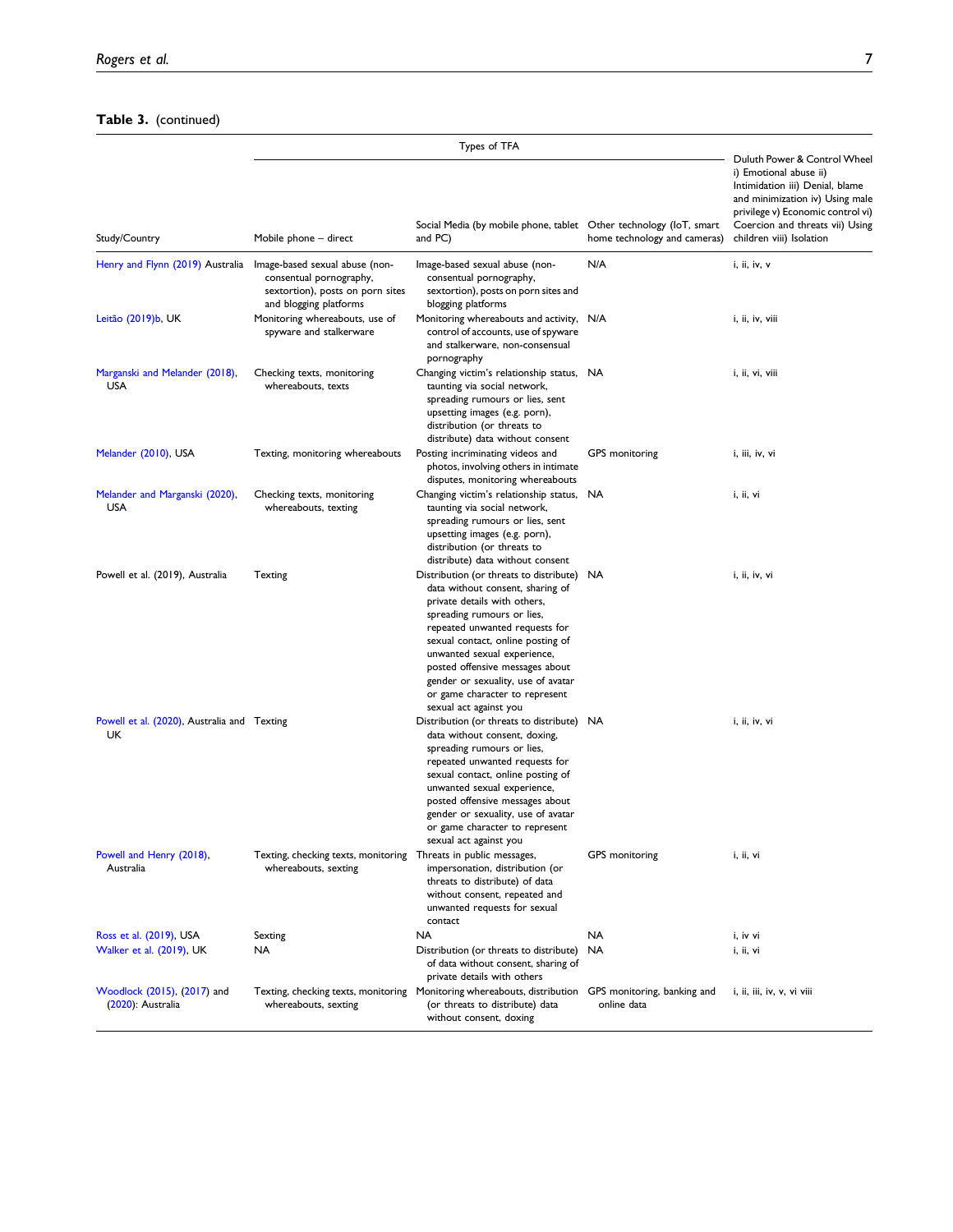**Table 3.** (continued)

| Study/Country | Types of TFA: Mobile phone – direct | Social Media (by mobile phone, tablet and PC) | Other technology (IoT, smart home technology and cameras) | Duluth Power & Control Wheel i) Emotional abuse ii) Intimidation iii) Denial, blame and minimization iv) Using male privilege v) Economic control vi) Coercion and threats vii) Using children viii) Isolation |
|---|---|---|---|---|
| Henry and Flynn (2019) Australia | Image-based sexual abuse (non-consensual pornography, sextortion), posts on porn sites and blogging platforms | Image-based sexual abuse (non-consensual pornography, sextortion), posts on porn sites and blogging platforms | N/A | i, ii, iv, v |
| Leitão (2019)b, UK | Monitoring whereabouts, use of spyware and stalkerware | Monitoring whereabouts and activity, control of accounts, use of spyware and stalkerware, non-consensual pornography | N/A | i, ii, iv, viii |
| Marganski and Melander (2018), USA | Checking texts, monitoring whereabouts, texts | Changing victim's relationship status, taunting via social network, spreading rumours or lies, sent upsetting images (e.g. porn), distribution (or threats to distribute) data without consent | NA | i, ii, vi, viii |
| Melander (2010), USA | Texting, monitoring whereabouts | Posting incriminating videos and photos, involving others in intimate disputes, monitoring whereabouts | GPS monitoring | i, iii, iv, vi |
| Melander and Marganski (2020), USA | Checking texts, monitoring whereabouts, texting | Changing victim's relationship status, taunting via social network, spreading rumours or lies, sent upsetting images (e.g. porn), distribution (or threats to distribute) data without consent | NA | i, ii, vi |
| Powell et al. (2019), Australia | Texting | Distribution (or threats to distribute) data without consent, sharing of private details with others, spreading rumours or lies, repeated unwanted requests for sexual contact, online posting of unwanted sexual experience, posted offensive messages about gender or sexuality, use of avatar or game character to represent sexual act against you | NA | i, ii, iv, vi |
| Powell et al. (2020), Australia and UK | Texting | Distribution (or threats to distribute) data without consent, doxing, spreading rumours or lies, repeated unwanted requests for sexual contact, online posting of unwanted sexual experience, posted offensive messages about gender or sexuality, use of avatar or game character to represent sexual act against you | NA | i, ii, iv, vi |
| Powell and Henry (2018), Australia | Texting, checking texts, monitoring whereabouts, sexting | Threats in public messages, impersonation, distribution (or threats to distribute) of data without consent, repeated and unwanted requests for sexual contact | GPS monitoring | i, ii, vi |
| Ross et al. (2019), USA | Sexting | NA | NA | i, iv vi |
| Walker et al. (2019), UK | NA | Distribution (or threats to distribute) of data without consent, sharing of private details with others | NA | i, ii, vi |
| Woodlock (2015), (2017) and (2020): Australia | Texting, checking texts, monitoring whereabouts, sexting | Monitoring whereabouts, distribution (or threats to distribute) data without consent, doxing | GPS monitoring, banking and online data | i, ii, iii, iv, v, vi viii |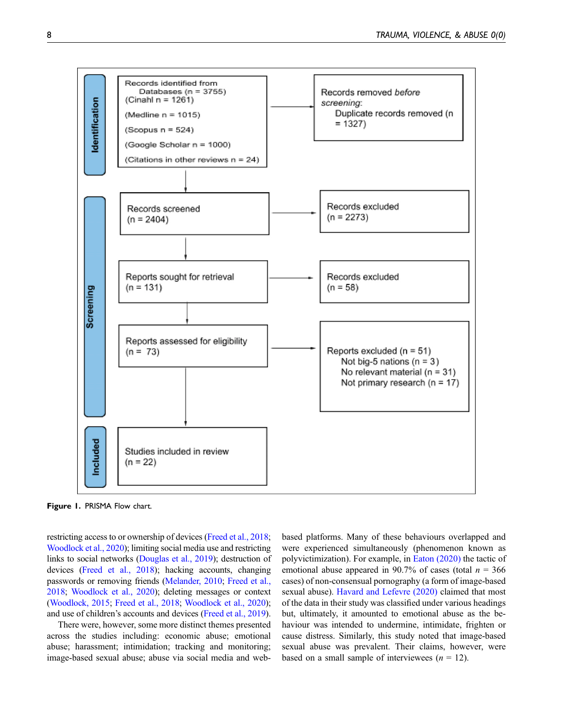Identification

Records identified from Databases (n = 3755)
(Cinahl n = 1261)
(Medline n = 1015)
(Scopus n = 524)
(Google Scholar n = 1000)
(Citations in other reviews n = 24)

Records removed *before screening*:
Duplicate records removed (n = 1327)

Screening

Records screened (n = 2404)

Records excluded (n = 2273)

Reports sought for retrieval (n = 131)

Records excluded (n = 58)

Reports assessed for eligibility (n = 73)

Reports excluded (n = 51)
Not big-5 nations (n = 3)
No relevant material (n = 31)
Not primary research (n = 17)

Included

Studies included in review (n = 22)

**Figure 1.** PRISMA Flow chart.

restricting access to or ownership of devices (Freed et al., 2018; Woodlock et al., 2020); limiting social media use and restricting links to social networks (Douglas et al., 2019); destruction of devices (Freed et al., 2018); hacking accounts, changing passwords or removing friends (Melander, 2010; Freed et al., 2018; Woodlock et al., 2020); deleting messages or context (Woodlock, 2015; Freed et al., 2018; Woodlock et al., 2020); and use of children's accounts and devices (Freed et al., 2019).

There were, however, some more distinct themes presented across the studies including: economic abuse; emotional abuse; harassment; intimidation; tracking and monitoring; image-based sexual abuse; abuse via social media and web-based platforms. Many of these behaviours overlapped and were experienced simultaneously (phenomenon known as polyvictimization). For example, in Eaton (2020) the tactic of emotional abuse appeared in 90.7% of cases (total $n$ = 366 cases) of non-consensual pornography (a form of image-based sexual abuse). Havard and Lefevre (2020) claimed that most of the data in their study was classified under various headings but, ultimately, it amounted to emotional abuse as the behaviour was intended to undermine, intimidate, frighten or cause distress. Similarly, this study noted that image-based sexual abuse was prevalent. Their claims, however, were based on a small sample of interviewees ($n$ = 12).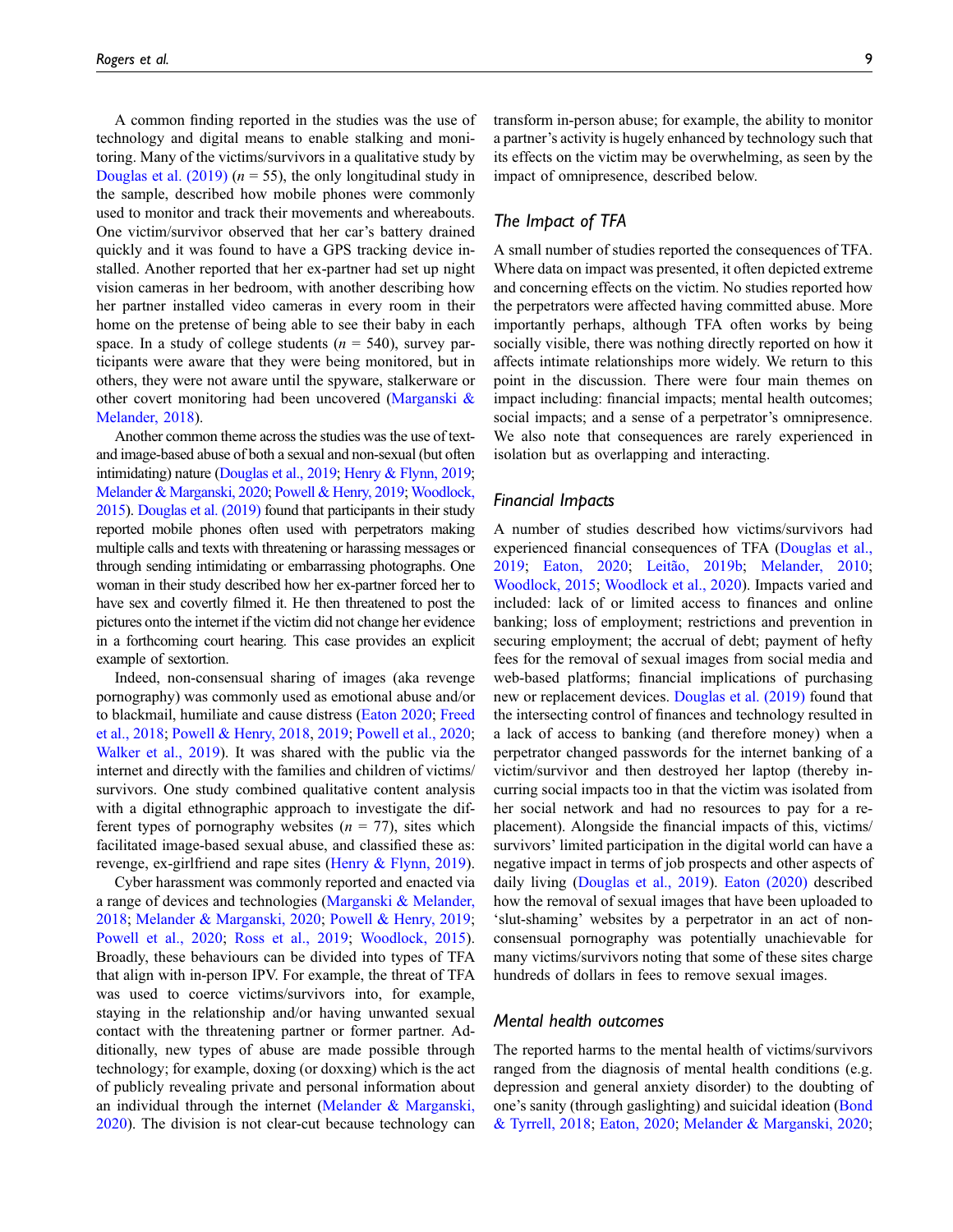A common finding reported in the studies was the use of technology and digital means to enable stalking and monitoring. Many of the victims/survivors in a qualitative study by Douglas et al. (2019) ($n$ = 55), the only longitudinal study in the sample, described how mobile phones were commonly used to monitor and track their movements and whereabouts. One victim/survivor observed that her car's battery drained quickly and it was found to have a GPS tracking device installed. Another reported that her ex-partner had set up night vision cameras in her bedroom, with another describing how her partner installed video cameras in every room in their home on the pretense of being able to see their baby in each space. In a study of college students ($n$ = 540), survey participants were aware that they were being monitored, but in others, they were not aware until the spyware, stalkerware or other covert monitoring had been uncovered (Marganski & Melander, 2018).

Another common theme across the studies was the use of text- and image-based abuse of both a sexual and non-sexual (but often intimidating) nature (Douglas et al., 2019; Henry & Flynn, 2019; Melander & Marganski, 2020; Powell & Henry, 2019; Woodlock, 2015). Douglas et al. (2019) found that participants in their study reported mobile phones often used with perpetrators making multiple calls and texts with threatening or harassing messages or through sending intimidating or embarrassing photographs. One woman in their study described how her ex-partner forced her to have sex and covertly filmed it. He then threatened to post the pictures onto the internet if the victim did not change her evidence in a forthcoming court hearing. This case provides an explicit example of sextortion.

Indeed, non-consensual sharing of images (aka revenge pornography) was commonly used as emotional abuse and/or to blackmail, humiliate and cause distress (Eaton 2020; Freed et al., 2018; Powell & Henry, 2018, 2019; Powell et al., 2020; Walker et al., 2019). It was shared with the public via the internet and directly with the families and children of victims/survivors. One study combined qualitative content analysis with a digital ethnographic approach to investigate the different types of pornography websites ($n$ = 77), sites which facilitated image-based sexual abuse, and classified these as: revenge, ex-girlfriend and rape sites (Henry & Flynn, 2019).

Cyber harassment was commonly reported and enacted via a range of devices and technologies (Marganski & Melander, 2018; Melander & Marganski, 2020; Powell & Henry, 2019; Powell et al., 2020; Ross et al., 2019; Woodlock, 2015). Broadly, these behaviours can be divided into types of TFA that align with in-person IPV. For example, the threat of TFA was used to coerce victims/survivors into, for example, staying in the relationship and/or having unwanted sexual contact with the threatening partner or former partner. Additionally, new types of abuse are made possible through technology; for example, doxing (or doxxing) which is the act of publicly revealing private and personal information about an individual through the internet (Melander & Marganski, 2020). The division is not clear-cut because technology can transform in-person abuse; for example, the ability to monitor a partner's activity is hugely enhanced by technology such that its effects on the victim may be overwhelming, as seen by the impact of omnipresence, described below.

## The Impact of TFA

A small number of studies reported the consequences of TFA. Where data on impact was presented, it often depicted extreme and concerning effects on the victim. No studies reported how the perpetrators were affected having committed abuse. More importantly perhaps, although TFA often works by being socially visible, there was nothing directly reported on how it affects intimate relationships more widely. We return to this point in the discussion. There were four main themes on impact including: financial impacts; mental health outcomes; social impacts; and a sense of a perpetrator's omnipresence. We also note that consequences are rarely experienced in isolation but as overlapping and interacting.

### Financial Impacts

A number of studies described how victims/survivors had experienced financial consequences of TFA (Douglas et al., 2019; Eaton, 2020; Leitão, 2019b; Melander, 2010; Woodlock, 2015; Woodlock et al., 2020). Impacts varied and included: lack of or limited access to finances and online banking; loss of employment; restrictions and prevention in securing employment; the accrual of debt; payment of hefty fees for the removal of sexual images from social media and web-based platforms; financial implications of purchasing new or replacement devices. Douglas et al. (2019) found that the intersecting control of finances and technology resulted in a lack of access to banking (and therefore money) when a perpetrator changed passwords for the internet banking of a victim/survivor and then destroyed her laptop (thereby incurring social impacts too in that the victim was isolated from her social network and had no resources to pay for a replacement). Alongside the financial impacts of this, victims/survivors' limited participation in the digital world can have a negative impact in terms of job prospects and other aspects of daily living (Douglas et al., 2019). Eaton (2020) described how the removal of sexual images that have been uploaded to 'slut-shaming' websites by a perpetrator in an act of non-consensual pornography was potentially unachievable for many victims/survivors noting that some of these sites charge hundreds of dollars in fees to remove sexual images.

### Mental health outcomes

The reported harms to the mental health of victims/survivors ranged from the diagnosis of mental health conditions (e.g. depression and general anxiety disorder) to the doubting of one's sanity (through gaslighting) and suicidal ideation (Bond & Tyrrell, 2018; Eaton, 2020; Melander & Marganski, 2020;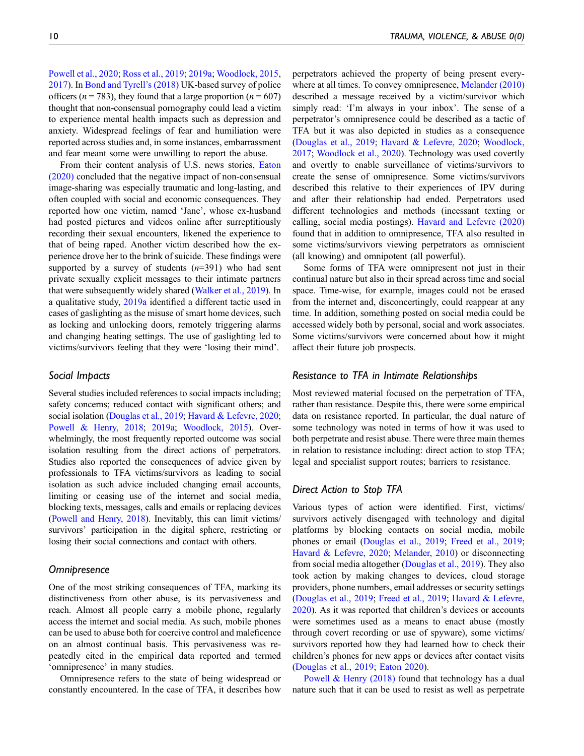Powell et al., 2020; Ross et al., 2019; 2019a; Woodlock, 2015, 2017). In Bond and Tyrell's (2018) UK-based survey of police officers ($n = 783$), they found that a large proportion ($n = 607$) thought that non-consensual pornography could lead a victim to experience mental health impacts such as depression and anxiety. Widespread feelings of fear and humiliation were reported across studies and, in some instances, embarrassment and fear meant some were unwilling to report the abuse.

From their content analysis of U.S. news stories, Eaton (2020) concluded that the negative impact of non-consensual image-sharing was especially traumatic and long-lasting, and often coupled with social and economic consequences. They reported how one victim, named 'Jane', whose ex-husband had posted pictures and videos online after surreptitiously recording their sexual encounters, likened the experience to that of being raped. Another victim described how the experience drove her to the brink of suicide. These findings were supported by a survey of students ($n$=391) who had sent private sexually explicit messages to their intimate partners that were subsequently widely shared (Walker et al., 2019). In a qualitative study, 2019a identified a different tactic used in cases of gaslighting as the misuse of smart home devices, such as locking and unlocking doors, remotely triggering alarms and changing heating settings. The use of gaslighting led to victims/survivors feeling that they were 'losing their mind'.

### *Social Impacts*

Several studies included references to social impacts including; safety concerns; reduced contact with significant others; and social isolation (Douglas et al., 2019; Havard & Lefevre, 2020; Powell & Henry, 2018; 2019a; Woodlock, 2015). Overwhelmingly, the most frequently reported outcome was social isolation resulting from the direct actions of perpetrators. Studies also reported the consequences of advice given by professionals to TFA victims/survivors as leading to social isolation as such advice included changing email accounts, limiting or ceasing use of the internet and social media, blocking texts, messages, calls and emails or replacing devices (Powell and Henry, 2018). Inevitably, this can limit victims/survivors' participation in the digital sphere, restricting or losing their social connections and contact with others.

### *Omnipresence*

One of the most striking consequences of TFA, marking its distinctiveness from other abuse, is its pervasiveness and reach. Almost all people carry a mobile phone, regularly access the internet and social media. As such, mobile phones can be used to abuse both for coercive control and maleficence on an almost continual basis. This pervasiveness was repeatedly cited in the empirical data reported and termed 'omnipresence' in many studies.

Omnipresence refers to the state of being widespread or constantly encountered. In the case of TFA, it describes how perpetrators achieved the property of being present everywhere at all times. To convey omnipresence, Melander (2010) described a message received by a victim/survivor which simply read: 'I'm always in your inbox'. The sense of a perpetrator's omnipresence could be described as a tactic of TFA but it was also depicted in studies as a consequence (Douglas et al., 2019; Havard & Lefevre, 2020; Woodlock, 2017; Woodlock et al., 2020). Technology was used covertly and overtly to enable surveillance of victims/survivors to create the sense of omnipresence. Some victims/survivors described this relative to their experiences of IPV during and after their relationship had ended. Perpetrators used different technologies and methods (incessant texting or calling, social media postings). Havard and Lefevre (2020) found that in addition to omnipresence, TFA also resulted in some victims/survivors viewing perpetrators as omniscient (all knowing) and omnipotent (all powerful).

Some forms of TFA were omnipresent not just in their continual nature but also in their spread across time and social space. Time-wise, for example, images could not be erased from the internet and, disconcertingly, could reappear at any time. In addition, something posted on social media could be accessed widely both by personal, social and work associates. Some victims/survivors were concerned about how it might affect their future job prospects.

## *Resistance to TFA in Intimate Relationships*

Most reviewed material focused on the perpetration of TFA, rather than resistance. Despite this, there were some empirical data on resistance reported. In particular, the dual nature of some technology was noted in terms of how it was used to both perpetrate and resist abuse. There were three main themes in relation to resistance including: direct action to stop TFA; legal and specialist support routes; barriers to resistance.

### *Direct Action to Stop TFA*

Various types of action were identified. First, victims/survivors actively disengaged with technology and digital platforms by blocking contacts on social media, mobile phones or email (Douglas et al., 2019; Freed et al., 2019; Havard & Lefevre, 2020; Melander, 2010) or disconnecting from social media altogether (Douglas et al., 2019). They also took action by making changes to devices, cloud storage providers, phone numbers, email addresses or security settings (Douglas et al., 2019; Freed et al., 2019; Havard & Lefevre, 2020). As it was reported that children's devices or accounts were sometimes used as a means to enact abuse (mostly through covert recording or use of spyware), some victims/survivors reported how they had learned how to check their children's phones for new apps or devices after contact visits (Douglas et al., 2019; Eaton 2020).

Powell & Henry (2018) found that technology has a dual nature such that it can be used to resist as well as perpetrate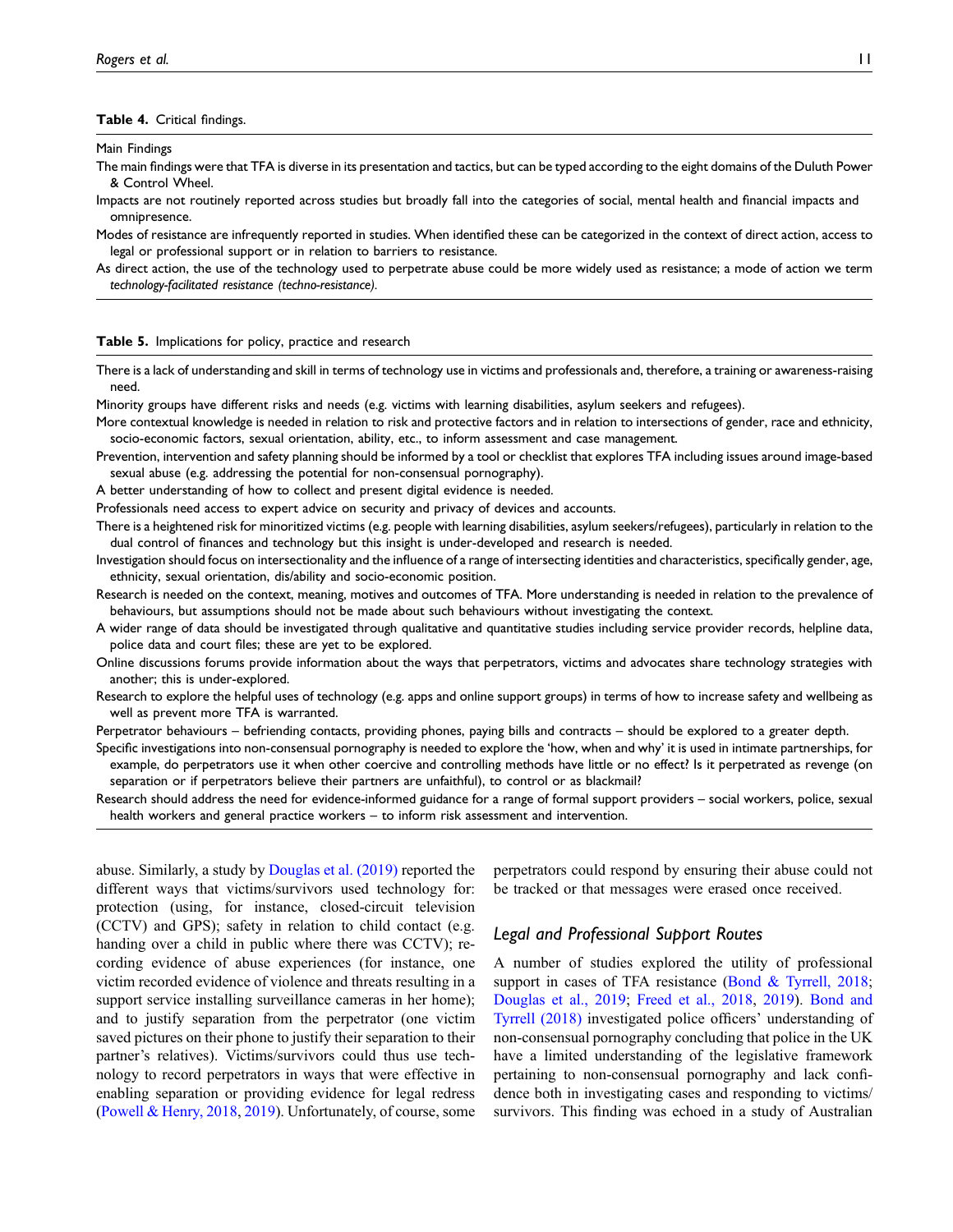**Table 4.** Critical findings.

| Main Findings |
| --- |
| The main findings were that TFA is diverse in its presentation and tactics, but can be typed according to the eight domains of the Duluth Power & Control Wheel. |
| Impacts are not routinely reported across studies but broadly fall into the categories of social, mental health and financial impacts and omnipresence. |
| Modes of resistance are infrequently reported in studies. When identified these can be categorized in the context of direct action, access to legal or professional support or in relation to barriers to resistance. |
| As direct action, the use of the technology used to perpetrate abuse could be more widely used as resistance; a mode of action we term *technology-facilitated resistance (techno-resistance).* |

**Table 5.** Implications for policy, practice and research

| |
| --- |
| There is a lack of understanding and skill in terms of technology use in victims and professionals and, therefore, a training or awareness-raising need. |
| Minority groups have different risks and needs (e.g. victims with learning disabilities, asylum seekers and refugees). |
| More contextual knowledge is needed in relation to risk and protective factors and in relation to intersections of gender, race and ethnicity, socio-economic factors, sexual orientation, ability, etc., to inform assessment and case management. |
| Prevention, intervention and safety planning should be informed by a tool or checklist that explores TFA including issues around image-based sexual abuse (e.g. addressing the potential for non-consensual pornography). |
| A better understanding of how to collect and present digital evidence is needed. |
| Professionals need access to expert advice on security and privacy of devices and accounts. |
| There is a heightened risk for minoritized victims (e.g. people with learning disabilities, asylum seekers/refugees), particularly in relation to the dual control of finances and technology but this insight is under-developed and research is needed. |
| Investigation should focus on intersectionality and the influence of a range of intersecting identities and characteristics, specifically gender, age, ethnicity, sexual orientation, dis/ability and socio-economic position. |
| Research is needed on the context, meaning, motives and outcomes of TFA. More understanding is needed in relation to the prevalence of behaviours, but assumptions should not be made about such behaviours without investigating the context. |
| A wider range of data should be investigated through qualitative and quantitative studies including service provider records, helpline data, police data and court files; these are yet to be explored. |
| Online discussions forums provide information about the ways that perpetrators, victims and advocates share technology strategies with another; this is under-explored. |
| Research to explore the helpful uses of technology (e.g. apps and online support groups) in terms of how to increase safety and wellbeing as well as prevent more TFA is warranted. |
| Perpetrator behaviours – befriending contacts, providing phones, paying bills and contracts – should be explored to a greater depth. |
| Specific investigations into non-consensual pornography is needed to explore the 'how, when and why' it is used in intimate partnerships, for example, do perpetrators use it when other coercive and controlling methods have little or no effect? Is it perpetrated as revenge (on separation or if perpetrators believe their partners are unfaithful), to control or as blackmail? |
| Research should address the need for evidence-informed guidance for a range of formal support providers – social workers, police, sexual health workers and general practice workers – to inform risk assessment and intervention. |

abuse. Similarly, a study by Douglas et al. (2019) reported the different ways that victims/survivors used technology for: protection (using, for instance, closed-circuit television (CCTV) and GPS); safety in relation to child contact (e.g. handing over a child in public where there was CCTV); recording evidence of abuse experiences (for instance, one victim recorded evidence of violence and threats resulting in a support service installing surveillance cameras in her home); and to justify separation from the perpetrator (one victim saved pictures on their phone to justify their separation to their partner's relatives). Victims/survivors could thus use technology to record perpetrators in ways that were effective in enabling separation or providing evidence for legal redress (Powell & Henry, 2018, 2019). Unfortunately, of course, some perpetrators could respond by ensuring their abuse could not be tracked or that messages were erased once received.

### Legal and Professional Support Routes

A number of studies explored the utility of professional support in cases of TFA resistance (Bond & Tyrrell, 2018; Douglas et al., 2019; Freed et al., 2018, 2019). Bond and Tyrrell (2018) investigated police officers' understanding of non-consensual pornography concluding that police in the UK have a limited understanding of the legislative framework pertaining to non-consensual pornography and lack confidence both in investigating cases and responding to victims/survivors. This finding was echoed in a study of Australian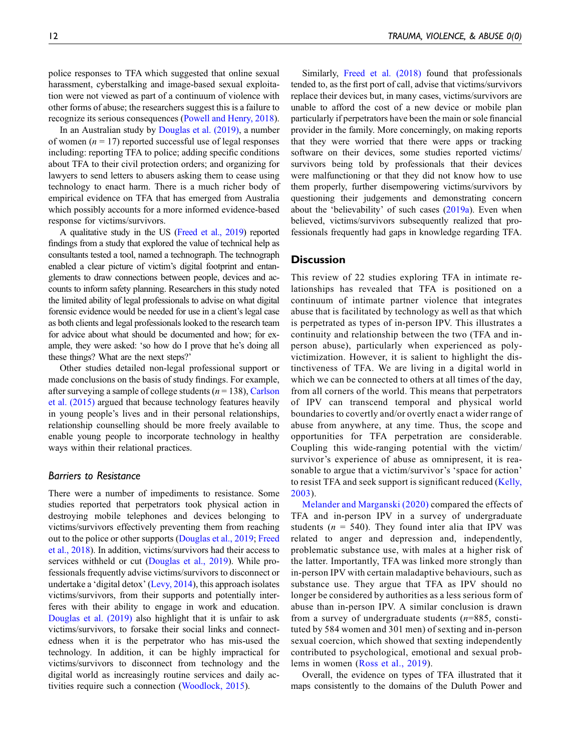police responses to TFA which suggested that online sexual harassment, cyberstalking and image-based sexual exploitation were not viewed as part of a continuum of violence with other forms of abuse; the researchers suggest this is a failure to recognize its serious consequences (Powell and Henry, 2018).

In an Australian study by Douglas et al. (2019), a number of women ($n$ = 17) reported successful use of legal responses including: reporting TFA to police; adding specific conditions about TFA to their civil protection orders; and organizing for lawyers to send letters to abusers asking them to cease using technology to enact harm. There is a much richer body of empirical evidence on TFA that has emerged from Australia which possibly accounts for a more informed evidence-based response for victims/survivors.

A qualitative study in the US (Freed et al., 2019) reported findings from a study that explored the value of technical help as consultants tested a tool, named a technograph. The technograph enabled a clear picture of victim's digital footprint and entanglements to draw connections between people, devices and accounts to inform safety planning. Researchers in this study noted the limited ability of legal professionals to advise on what digital forensic evidence would be needed for use in a client's legal case as both clients and legal professionals looked to the research team for advice about what should be documented and how; for example, they were asked: 'so how do I prove that he's doing all these things? What are the next steps?'

Other studies detailed non-legal professional support or made conclusions on the basis of study findings. For example, after surveying a sample of college students ($n$ = 138), Carlson et al. (2015) argued that because technology features heavily in young people's lives and in their personal relationships, relationship counselling should be more freely available to enable young people to incorporate technology in healthy ways within their relational practices.

### *Barriers to Resistance*

There were a number of impediments to resistance. Some studies reported that perpetrators took physical action in destroying mobile telephones and devices belonging to victims/survivors effectively preventing them from reaching out to the police or other supports (Douglas et al., 2019; Freed et al., 2018). In addition, victims/survivors had their access to services withheld or cut (Douglas et al., 2019). While professionals frequently advise victims/survivors to disconnect or undertake a 'digital detox' (Levy, 2014), this approach isolates victims/survivors, from their supports and potentially interferes with their ability to engage in work and education. Douglas et al. (2019) also highlight that it is unfair to ask victims/survivors, to forsake their social links and connectedness when it is the perpetrator who has mis-used the technology. In addition, it can be highly impractical for victims/survivors to disconnect from technology and the digital world as increasingly routine services and daily activities require such a connection (Woodlock, 2015).

Similarly, Freed et al. (2018) found that professionals tended to, as the first port of call, advise that victims/survivors replace their devices but, in many cases, victims/survivors are unable to afford the cost of a new device or mobile plan particularly if perpetrators have been the main or sole financial provider in the family. More concerningly, on making reports that they were worried that there were apps or tracking software on their devices, some studies reported victims/survivors being told by professionals that their devices were malfunctioning or that they did not know how to use them properly, further disempowering victims/survivors by questioning their judgements and demonstrating concern about the 'believability' of such cases (2019a). Even when believed, victims/survivors subsequently realized that professionals frequently had gaps in knowledge regarding TFA.

## Discussion

This review of 22 studies exploring TFA in intimate relationships has revealed that TFA is positioned on a continuum of intimate partner violence that integrates abuse that is facilitated by technology as well as that which is perpetrated as types of in-person IPV. This illustrates a continuity and relationship between the two (TFA and in-person abuse), particularly when experienced as polyvictimization. However, it is salient to highlight the distinctiveness of TFA. We are living in a digital world in which we can be connected to others at all times of the day, from all corners of the world. This means that perpetrators of IPV can transcend temporal and physical world boundaries to covertly and/or overtly enact a wider range of abuse from anywhere, at any time. Thus, the scope and opportunities for TFA perpetration are considerable. Coupling this wide-ranging potential with the victim/survivor's experience of abuse as omnipresent, it is reasonable to argue that a victim/survivor's 'space for action' to resist TFA and seek support is significant reduced (Kelly, 2003).

Melander and Marganski (2020) compared the effects of TFA and in-person IPV in a survey of undergraduate students ($n$ = 540). They found inter alia that IPV was related to anger and depression and, independently, problematic substance use, with males at a higher risk of the latter. Importantly, TFA was linked more strongly than in-person IPV with certain maladaptive behaviours, such as substance use. They argue that TFA as IPV should no longer be considered by authorities as a less serious form of abuse than in-person IPV. A similar conclusion is drawn from a survey of undergraduate students ($n$=885, constituted by 584 women and 301 men) of sexting and in-person sexual coercion, which showed that sexting independently contributed to psychological, emotional and sexual problems in women (Ross et al., 2019).

Overall, the evidence on types of TFA illustrated that it maps consistently to the domains of the Duluth Power and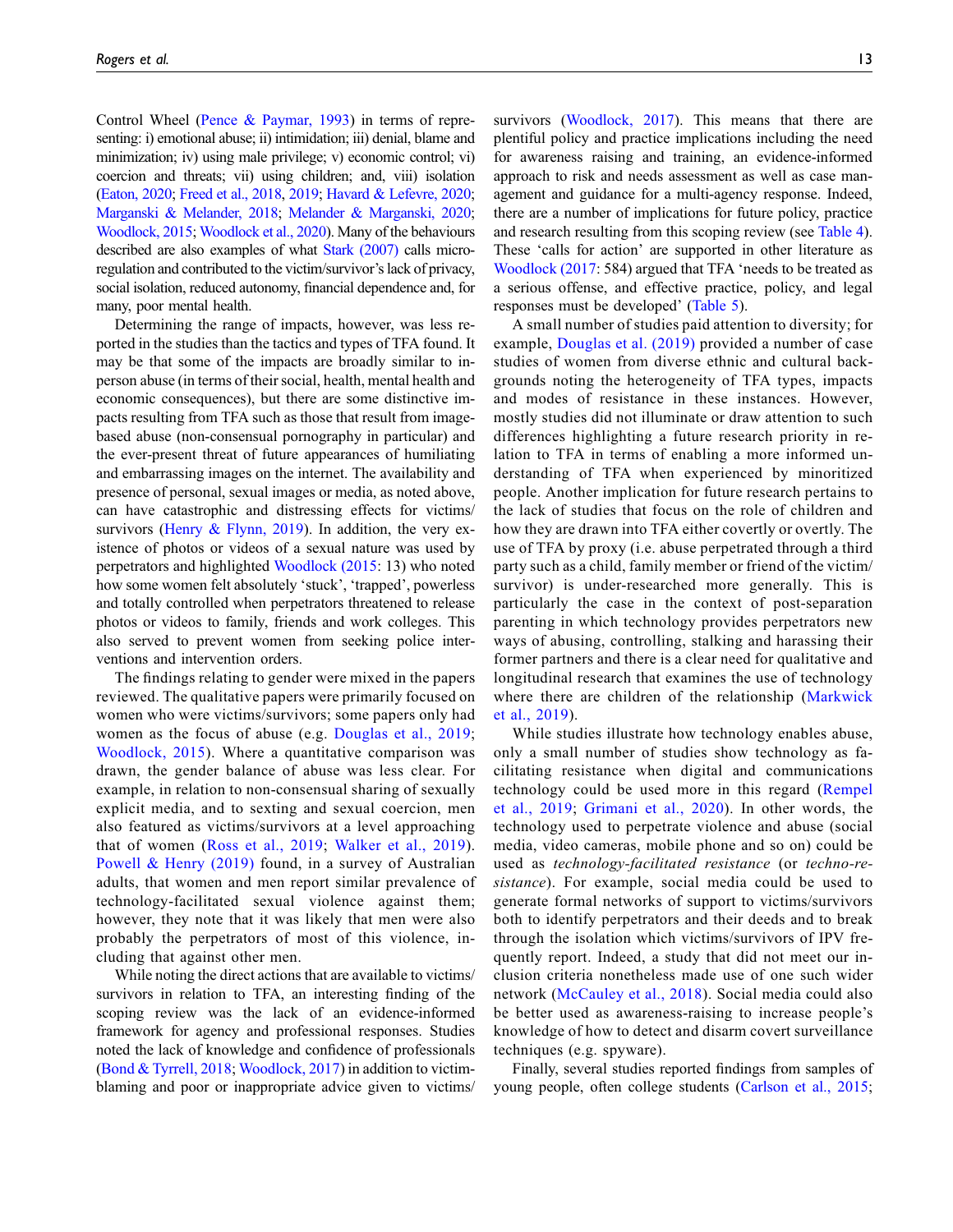Control Wheel (Pence & Paymar, 1993) in terms of representing: i) emotional abuse; ii) intimidation; iii) denial, blame and minimization; iv) using male privilege; v) economic control; vi) coercion and threats; vii) using children; and, viii) isolation (Eaton, 2020; Freed et al., 2018, 2019; Havard & Lefevre, 2020; Marganski & Melander, 2018; Melander & Marganski, 2020; Woodlock, 2015; Woodlock et al., 2020). Many of the behaviours described are also examples of what Stark (2007) calls microregulation and contributed to the victim/survivor's lack of privacy, social isolation, reduced autonomy, financial dependence and, for many, poor mental health.

Determining the range of impacts, however, was less reported in the studies than the tactics and types of TFA found. It may be that some of the impacts are broadly similar to in-person abuse (in terms of their social, health, mental health and economic consequences), but there are some distinctive impacts resulting from TFA such as those that result from image-based abuse (non-consensual pornography in particular) and the ever-present threat of future appearances of humiliating and embarrassing images on the internet. The availability and presence of personal, sexual images or media, as noted above, can have catastrophic and distressing effects for victims/survivors (Henry & Flynn, 2019). In addition, the very existence of photos or videos of a sexual nature was used by perpetrators and highlighted Woodlock (2015: 13) who noted how some women felt absolutely 'stuck', 'trapped', powerless and totally controlled when perpetrators threatened to release photos or videos to family, friends and work colleges. This also served to prevent women from seeking police interventions and intervention orders.

The findings relating to gender were mixed in the papers reviewed. The qualitative papers were primarily focused on women who were victims/survivors; some papers only had women as the focus of abuse (e.g. Douglas et al., 2019; Woodlock, 2015). Where a quantitative comparison was drawn, the gender balance of abuse was less clear. For example, in relation to non-consensual sharing of sexually explicit media, and to sexting and sexual coercion, men also featured as victims/survivors at a level approaching that of women (Ross et al., 2019; Walker et al., 2019). Powell & Henry (2019) found, in a survey of Australian adults, that women and men report similar prevalence of technology-facilitated sexual violence against them; however, they note that it was likely that men were also probably the perpetrators of most of this violence, including that against other men.

While noting the direct actions that are available to victims/survivors in relation to TFA, an interesting finding of the scoping review was the lack of an evidence-informed framework for agency and professional responses. Studies noted the lack of knowledge and confidence of professionals (Bond & Tyrrell, 2018; Woodlock, 2017) in addition to victim-blaming and poor or inappropriate advice given to victims/survivors (Woodlock, 2017). This means that there are plentiful policy and practice implications including the need for awareness raising and training, an evidence-informed approach to risk and needs assessment as well as case management and guidance for a multi-agency response. Indeed, there are a number of implications for future policy, practice and research resulting from this scoping review (see Table 4). These 'calls for action' are supported in other literature as Woodlock (2017: 584) argued that TFA 'needs to be treated as a serious offense, and effective practice, policy, and legal responses must be developed' (Table 5).

A small number of studies paid attention to diversity; for example, Douglas et al. (2019) provided a number of case studies of women from diverse ethnic and cultural backgrounds noting the heterogeneity of TFA types, impacts and modes of resistance in these instances. However, mostly studies did not illuminate or draw attention to such differences highlighting a future research priority in relation to TFA in terms of enabling a more informed understanding of TFA when experienced by minoritized people. Another implication for future research pertains to the lack of studies that focus on the role of children and how they are drawn into TFA either covertly or overtly. The use of TFA by proxy (i.e. abuse perpetrated through a third party such as a child, family member or friend of the victim/survivor) is under-researched more generally. This is particularly the case in the context of post-separation parenting in which technology provides perpetrators new ways of abusing, controlling, stalking and harassing their former partners and there is a clear need for qualitative and longitudinal research that examines the use of technology where there are children of the relationship (Markwick et al., 2019).

While studies illustrate how technology enables abuse, only a small number of studies show technology as facilitating resistance when digital and communications technology could be used more in this regard (Rempel et al., 2019; Grimani et al., 2020). In other words, the technology used to perpetrate violence and abuse (social media, video cameras, mobile phone and so on) could be used as *technology-facilitated resistance* (or *techno-resistance*). For example, social media could be used to generate formal networks of support to victims/survivors both to identify perpetrators and their deeds and to break through the isolation which victims/survivors of IPV frequently report. Indeed, a study that did not meet our inclusion criteria nonetheless made use of one such wider network (McCauley et al., 2018). Social media could also be better used as awareness-raising to increase people's knowledge of how to detect and disarm covert surveillance techniques (e.g. spyware).

Finally, several studies reported findings from samples of young people, often college students (Carlson et al., 2015;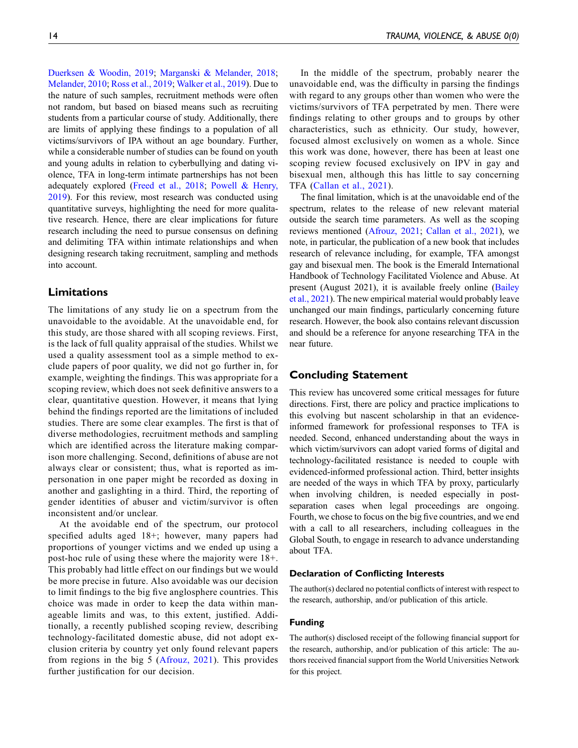Duerksen & Woodin, 2019; Marganski & Melander, 2018; Melander, 2010; Ross et al., 2019; Walker et al., 2019). Due to the nature of such samples, recruitment methods were often not random, but based on biased means such as recruiting students from a particular course of study. Additionally, there are limits of applying these findings to a population of all victims/survivors of IPA without an age boundary. Further, while a considerable number of studies can be found on youth and young adults in relation to cyberbullying and dating violence, TFA in long-term intimate partnerships has not been adequately explored (Freed et al., 2018; Powell & Henry, 2019). For this review, most research was conducted using quantitative surveys, highlighting the need for more qualitative research. Hence, there are clear implications for future research including the need to pursue consensus on defining and delimiting TFA within intimate relationships and when designing research taking recruitment, sampling and methods into account.

## Limitations

The limitations of any study lie on a spectrum from the unavoidable to the avoidable. At the unavoidable end, for this study, are those shared with all scoping reviews. First, is the lack of full quality appraisal of the studies. Whilst we used a quality assessment tool as a simple method to exclude papers of poor quality, we did not go further in, for example, weighting the findings. This was appropriate for a scoping review, which does not seek definitive answers to a clear, quantitative question. However, it means that lying behind the findings reported are the limitations of included studies. There are some clear examples. The first is that of diverse methodologies, recruitment methods and sampling which are identified across the literature making comparison more challenging. Second, definitions of abuse are not always clear or consistent; thus, what is reported as impersonation in one paper might be recorded as doxing in another and gaslighting in a third. Third, the reporting of gender identities of abuser and victim/survivor is often inconsistent and/or unclear.

At the avoidable end of the spectrum, our protocol specified adults aged 18+; however, many papers had proportions of younger victims and we ended up using a post-hoc rule of using these where the majority were 18+. This probably had little effect on our findings but we would be more precise in future. Also avoidable was our decision to limit findings to the big five anglosphere countries. This choice was made in order to keep the data within manageable limits and was, to this extent, justified. Additionally, a recently published scoping review, describing technology-facilitated domestic abuse, did not adopt exclusion criteria by country yet only found relevant papers from regions in the big 5 (Afrouz, 2021). This provides further justification for our decision.

In the middle of the spectrum, probably nearer the unavoidable end, was the difficulty in parsing the findings with regard to any groups other than women who were the victims/survivors of TFA perpetrated by men. There were findings relating to other groups and to groups by other characteristics, such as ethnicity. Our study, however, focused almost exclusively on women as a whole. Since this work was done, however, there has been at least one scoping review focused exclusively on IPV in gay and bisexual men, although this has little to say concerning TFA (Callan et al., 2021).

The final limitation, which is at the unavoidable end of the spectrum, relates to the release of new relevant material outside the search time parameters. As well as the scoping reviews mentioned (Afrouz, 2021; Callan et al., 2021), we note, in particular, the publication of a new book that includes research of relevance including, for example, TFA amongst gay and bisexual men. The book is the Emerald International Handbook of Technology Facilitated Violence and Abuse. At present (August 2021), it is available freely online (Bailey et al., 2021). The new empirical material would probably leave unchanged our main findings, particularly concerning future research. However, the book also contains relevant discussion and should be a reference for anyone researching TFA in the near future.

## Concluding Statement

This review has uncovered some critical messages for future directions. First, there are policy and practice implications to this evolving but nascent scholarship in that an evidence-informed framework for professional responses to TFA is needed. Second, enhanced understanding about the ways in which victim/survivors can adopt varied forms of digital and technology-facilitated resistance is needed to couple with evidenced-informed professional action. Third, better insights are needed of the ways in which TFA by proxy, particularly when involving children, is needed especially in post-separation cases when legal proceedings are ongoing. Fourth, we chose to focus on the big five countries, and we end with a call to all researchers, including colleagues in the Global South, to engage in research to advance understanding about TFA.

### Declaration of Conflicting Interests

The author(s) declared no potential conflicts of interest with respect to the research, authorship, and/or publication of this article.

### Funding

The author(s) disclosed receipt of the following financial support for the research, authorship, and/or publication of this article: The authors received financial support from the World Universities Network for this project.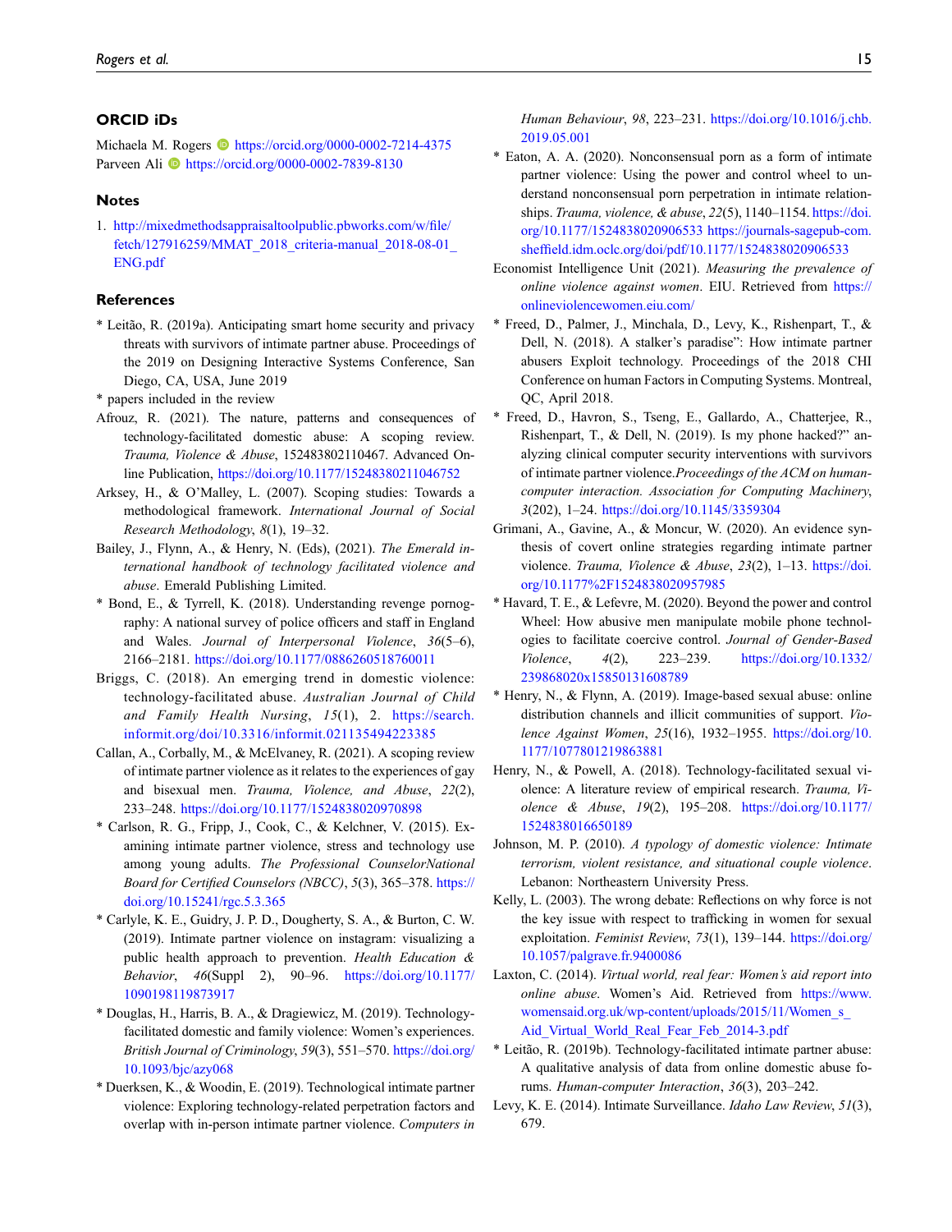## ORCID iDs

Michaela M. Rogers https://orcid.org/0000-0002-7214-4375
Parveen Ali https://orcid.org/0000-0002-7839-8130

## Notes

1. http://mixedmethodsappraisaltoolpublic.pbworks.com/w/file/fetch/127916259/MMAT_2018_criteria-manual_2018-08-01_ENG.pdf

## References

\* Leitão, R. (2019a). Anticipating smart home security and privacy threats with survivors of intimate partner abuse. Proceedings of the 2019 on Designing Interactive Systems Conference, San Diego, CA, USA, June 2019

\* papers included in the review

Afrouz, R. (2021). The nature, patterns and consequences of technology-facilitated domestic abuse: A scoping review. *Trauma, Violence & Abuse*, 152483802110467. Advanced Online Publication, https://doi.org/10.1177/15248380211046752

Arksey, H., & O'Malley, L. (2007). Scoping studies: Towards a methodological framework. *International Journal of Social Research Methodology*, *8*(1), 19–32.

Bailey, J., Flynn, A., & Henry, N. (Eds), (2021). *The Emerald international handbook of technology facilitated violence and abuse*. Emerald Publishing Limited.

\* Bond, E., & Tyrrell, K. (2018). Understanding revenge pornography: A national survey of police officers and staff in England and Wales. *Journal of Interpersonal Violence*, *36*(5–6), 2166–2181. https://doi.org/10.1177/0886260518760011

Briggs, C. (2018). An emerging trend in domestic violence: technology-facilitated abuse. *Australian Journal of Child and Family Health Nursing*, *15*(1), 2. https://search.informit.org/doi/10.3316/informit.021135494223385

Callan, A., Corbally, M., & McElvaney, R. (2021). A scoping review of intimate partner violence as it relates to the experiences of gay and bisexual men. *Trauma, Violence, and Abuse*, *22*(2), 233–248. https://doi.org/10.1177/1524838020970898

\* Carlson, R. G., Fripp, J., Cook, C., & Kelchner, V. (2015). Examining intimate partner violence, stress and technology use among young adults. *The Professional CounselorNational Board for Certified Counselors (NBCC)*, *5*(3), 365–378. https://doi.org/10.15241/rgc.5.3.365

\* Carlyle, K. E., Guidry, J. P. D., Dougherty, S. A., & Burton, C. W. (2019). Intimate partner violence on instagram: visualizing a public health approach to prevention. *Health Education & Behavior*, *46*(Suppl 2), 90–96. https://doi.org/10.1177/1090198119873917

\* Douglas, H., Harris, B. A., & Dragiewicz, M. (2019). Technology-facilitated domestic and family violence: Women's experiences. *British Journal of Criminology*, *59*(3), 551–570. https://doi.org/10.1093/bjc/azy068

\* Duerksen, K., & Woodin, E. (2019). Technological intimate partner violence: Exploring technology-related perpetration factors and overlap with in-person intimate partner violence. *Computers in Human Behaviour*, *98*, 223–231. https://doi.org/10.1016/j.chb.2019.05.001

\* Eaton, A. A. (2020). Nonconsensual porn as a form of intimate partner violence: Using the power and control wheel to understand nonconsensual porn perpetration in intimate relationships. *Trauma, violence, & abuse*, *22*(5), 1140–1154. https://doi.org/10.1177/1524838020906533 https://journals-sagepub-com.sheffield.idm.oclc.org/doi/pdf/10.1177/1524838020906533

Economist Intelligence Unit (2021). *Measuring the prevalence of online violence against women*. EIU. Retrieved from https://onlineviolencewomen.eiu.com/

\* Freed, D., Palmer, J., Minchala, D., Levy, K., Rishenpart, T., & Dell, N. (2018). A stalker's paradise": How intimate partner abusers Exploit technology. Proceedings of the 2018 CHI Conference on human Factors in Computing Systems. Montreal, QC, April 2018.

\* Freed, D., Havron, S., Tseng, E., Gallardo, A., Chatterjee, R., Rishenpart, T., & Dell, N. (2019). Is my phone hacked?" analyzing clinical computer security interventions with survivors of intimate partner violence.*Proceedings of the ACM on human-computer interaction. Association for Computing Machinery*, *3*(202), 1–24. https://doi.org/10.1145/3359304

Grimani, A., Gavine, A., & Moncur, W. (2020). An evidence synthesis of covert online strategies regarding intimate partner violence. *Trauma, Violence & Abuse*, *23*(2), 1–13. https://doi.org/10.1177%2F1524838020957985

\* Havard, T. E., & Lefevre, M. (2020). Beyond the power and control Wheel: How abusive men manipulate mobile phone technologies to facilitate coercive control. *Journal of Gender-Based Violence*, *4*(2), 223–239. https://doi.org/10.1332/239868020x15850131608789

\* Henry, N., & Flynn, A. (2019). Image-based sexual abuse: online distribution channels and illicit communities of support. *Violence Against Women*, *25*(16), 1932–1955. https://doi.org/10.1177/1077801219863881

Henry, N., & Powell, A. (2018). Technology-facilitated sexual violence: A literature review of empirical research. *Trauma, Violence & Abuse*, *19*(2), 195–208. https://doi.org/10.1177/1524838016650189

Johnson, M. P. (2010). *A typology of domestic violence: Intimate terrorism, violent resistance, and situational couple violence*. Lebanon: Northeastern University Press.

Kelly, L. (2003). The wrong debate: Reflections on why force is not the key issue with respect to trafficking in women for sexual exploitation. *Feminist Review*, *73*(1), 139–144. https://doi.org/10.1057/palgrave.fr.9400086

Laxton, C. (2014). *Virtual world, real fear: Women's aid report into online abuse*. Women's Aid. Retrieved from https://www.womensaid.org.uk/wp-content/uploads/2015/11/Women_s_Aid_Virtual_World_Real_Fear_Feb_2014-3.pdf

\* Leitão, R. (2019b). Technology-facilitated intimate partner abuse: A qualitative analysis of data from online domestic abuse forums. *Human-computer Interaction*, *36*(3), 203–242.

Levy, K. E. (2014). Intimate Surveillance. *Idaho Law Review*, *51*(3), 679.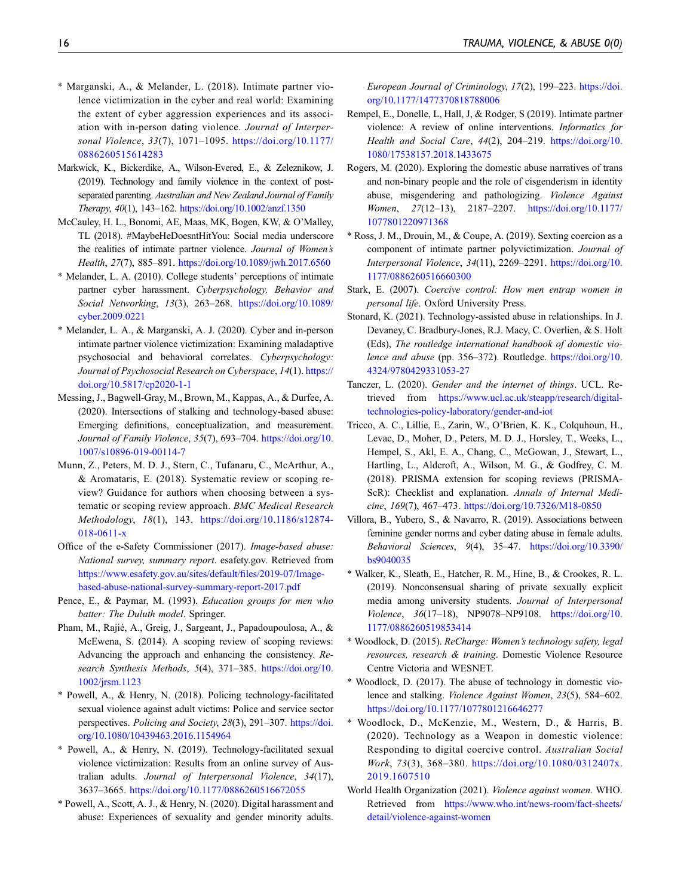* Marganski, A., & Melander, L. (2018). Intimate partner violence victimization in the cyber and real world: Examining the extent of cyber aggression experiences and its association with in-person dating violence. *Journal of Interpersonal Violence*, *33*(7), 1071–1095. https://doi.org/10.1177/0886260515614283

Markwick, K., Bickerdike, A., Wilson-Evered, E., & Zeleznikow, J. (2019). Technology and family violence in the context of post-separated parenting. *Australian and New Zealand Journal of Family Therapy*, *40*(1), 143–162. https://doi.org/10.1002/anzf.1350

McCauley, H. L., Bonomi, AE, Maas, MK, Bogen, KW, & O'Malley, TL (2018). #MaybeHeDoesntHitYou: Social media underscore the realities of intimate partner violence. *Journal of Women's Health*, *27*(7), 885–891. https://doi.org/10.1089/jwh.2017.6560

* Melander, L. A. (2010). College students' perceptions of intimate partner cyber harassment. *Cyberpsychology, Behavior and Social Networking*, *13*(3), 263–268. https://doi.org/10.1089/cyber.2009.0221

* Melander, L. A., & Marganski, A. J. (2020). Cyber and in-person intimate partner violence victimization: Examining maladaptive psychosocial and behavioral correlates. *Cyberpsychology: Journal of Psychosocial Research on Cyberspace*, *14*(1). https://doi.org/10.5817/cp2020-1-1

Messing, J., Bagwell-Gray, M., Brown, M., Kappas, A., & Durfee, A. (2020). Intersections of stalking and technology-based abuse: Emerging definitions, conceptualization, and measurement. *Journal of Family Violence*, *35*(7), 693–704. https://doi.org/10.1007/s10896-019-00114-7

Munn, Z., Peters, M. D. J., Stern, C., Tufanaru, C., McArthur, A., & Aromataris, E. (2018). Systematic review or scoping review? Guidance for authors when choosing between a systematic or scoping review approach. *BMC Medical Research Methodology*, *18*(1), 143. https://doi.org/10.1186/s12874-018-0611-x

Office of the e-Safety Commissioner (2017). *Image-based abuse: National survey, summary report*. esafety.gov. Retrieved from https://www.esafety.gov.au/sites/default/files/2019-07/Image-based-abuse-national-survey-summary-report-2017.pdf

Pence, E., & Paymar, M. (1993). *Education groups for men who batter: The Duluth model*. Springer.

Pham, M., Rajié, A., Greig, J., Sargeant, J., Papadoupoulosa, A., & McEwena, S. (2014). A scoping review of scoping reviews: Advancing the approach and enhancing the consistency. *Research Synthesis Methods*, *5*(4), 371–385. https://doi.org/10.1002/jrsm.1123

* Powell, A., & Henry, N. (2018). Policing technology-facilitated sexual violence against adult victims: Police and service sector perspectives. *Policing and Society*, *28*(3), 291–307. https://doi.org/10.1080/10439463.2016.1154964

* Powell, A., & Henry, N. (2019). Technology-facilitated sexual violence victimization: Results from an online survey of Australian adults. *Journal of Interpersonal Violence*, *34*(17), 3637–3665. https://doi.org/10.1177/0886260516672055

* Powell, A., Scott, A. J., & Henry, N. (2020). Digital harassment and abuse: Experiences of sexuality and gender minority adults. *European Journal of Criminology*, *17*(2), 199–223. https://doi.org/10.1177/1477370818788006

Rempel, E., Donelle, L, Hall, J, & Rodger, S (2019). Intimate partner violence: A review of online interventions. *Informatics for Health and Social Care*, *44*(2), 204–219. https://doi.org/10.1080/17538157.2018.1433675

Rogers, M. (2020). Exploring the domestic abuse narratives of trans and non-binary people and the role of cisgenderism in identity abuse, misgendering and pathologizing. *Violence Against Women*, *27*(12–13), 2187–2207. https://doi.org/10.1177/1077801220971368

* Ross, J. M., Drouin, M., & Coupe, A. (2019). Sexting coercion as a component of intimate partner polyvictimization. *Journal of Interpersonal Violence*, *34*(11), 2269–2291. https://doi.org/10.1177/0886260516660300

Stark, E. (2007). *Coercive control: How men entrap women in personal life*. Oxford University Press.

Stonard, K. (2021). Technology-assisted abuse in relationships. In J. Devaney, C. Bradbury-Jones, R.J. Macy, C. Overlien, & S. Holt (Eds), *The routledge international handbook of domestic violence and abuse* (pp. 356–372). Routledge. https://doi.org/10.4324/9780429331053-27

Tanczer, L. (2020). *Gender and the internet of things*. UCL. Retrieved from https://www.ucl.ac.uk/steapp/research/digital-technologies-policy-laboratory/gender-and-iot

Tricco, A. C., Lillie, E., Zarin, W., O'Brien, K. K., Colquhoun, H., Levac, D., Moher, D., Peters, M. D. J., Horsley, T., Weeks, L., Hempel, S., Akl, E. A., Chang, C., McGowan, J., Stewart, L., Hartling, L., Aldcroft, A., Wilson, M. G., & Godfrey, C. M. (2018). PRISMA extension for scoping reviews (PRISMA-ScR): Checklist and explanation. *Annals of Internal Medicine*, *169*(7), 467–473. https://doi.org/10.7326/M18-0850

Villora, B., Yubero, S., & Navarro, R. (2019). Associations between feminine gender norms and cyber dating abuse in female adults. *Behavioral Sciences*, *9*(4), 35–47. https://doi.org/10.3390/bs9040035

* Walker, K., Sleath, E., Hatcher, R. M., Hine, B., & Crookes, R. L. (2019). Nonconsensual sharing of private sexually explicit media among university students. *Journal of Interpersonal Violence*, *36*(17–18), NP9078–NP9108. https://doi.org/10.1177/0886260519853414

* Woodlock, D. (2015). *ReCharge: Women's technology safety, legal resources, research & training*. Domestic Violence Resource Centre Victoria and WESNET.

* Woodlock, D. (2017). The abuse of technology in domestic violence and stalking. *Violence Against Women*, *23*(5), 584–602. https://doi.org/10.1177/1077801216646277

* Woodlock, D., McKenzie, M., Western, D., & Harris, B. (2020). Technology as a Weapon in domestic violence: Responding to digital coercive control. *Australian Social Work*, *73*(3), 368–380. https://doi.org/10.1080/0312407x.2019.1607510

World Health Organization (2021). *Violence against women*. WHO. Retrieved from https://www.who.int/news-room/fact-sheets/detail/violence-against-women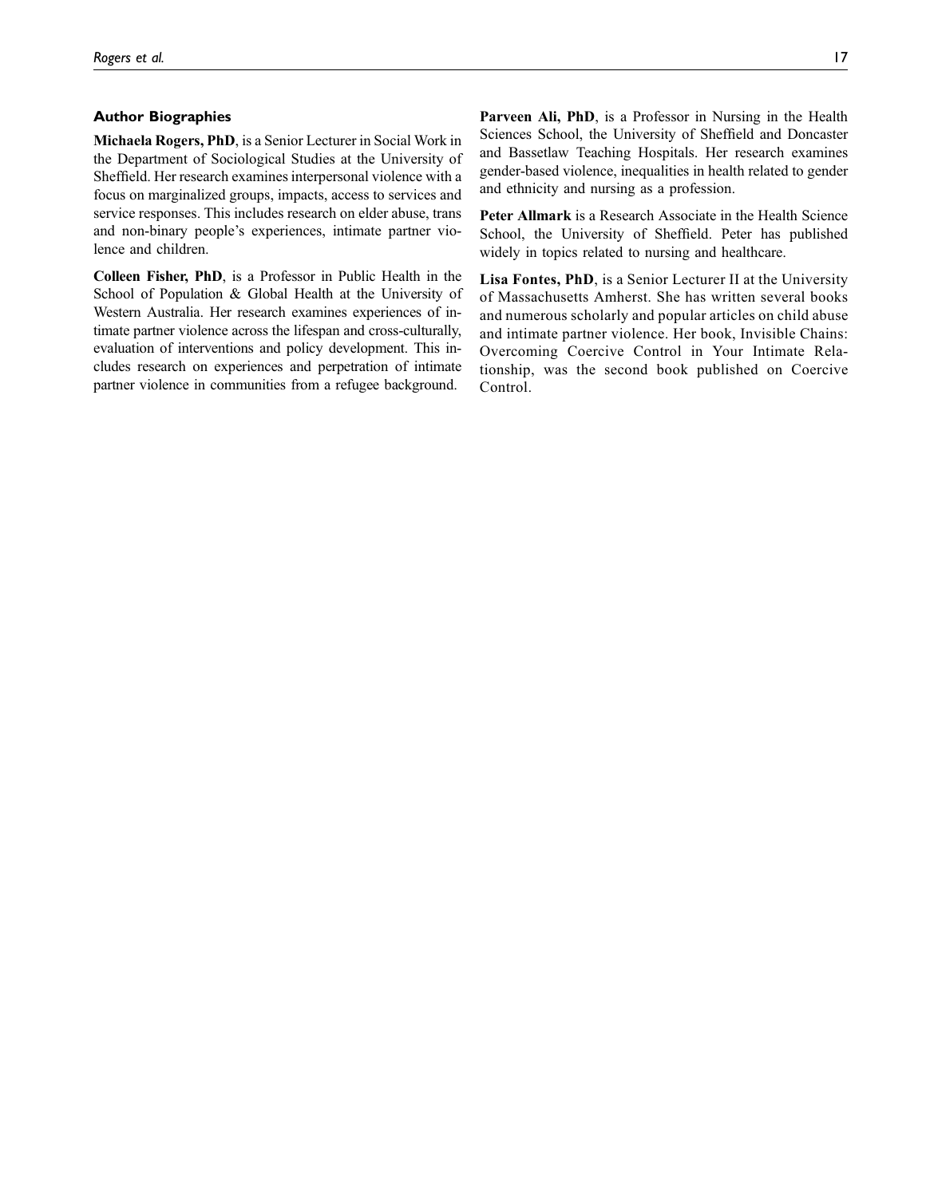## Author Biographies

**Michaela Rogers, PhD**, is a Senior Lecturer in Social Work in the Department of Sociological Studies at the University of Sheffield. Her research examines interpersonal violence with a focus on marginalized groups, impacts, access to services and service responses. This includes research on elder abuse, trans and non-binary people's experiences, intimate partner violence and children.

**Colleen Fisher, PhD**, is a Professor in Public Health in the School of Population & Global Health at the University of Western Australia. Her research examines experiences of intimate partner violence across the lifespan and cross-culturally, evaluation of interventions and policy development. This includes research on experiences and perpetration of intimate partner violence in communities from a refugee background.

**Parveen Ali, PhD**, is a Professor in Nursing in the Health Sciences School, the University of Sheffield and Doncaster and Bassetlaw Teaching Hospitals. Her research examines gender-based violence, inequalities in health related to gender and ethnicity and nursing as a profession.

**Peter Allmark** is a Research Associate in the Health Science School, the University of Sheffield. Peter has published widely in topics related to nursing and healthcare.

**Lisa Fontes, PhD**, is a Senior Lecturer II at the University of Massachusetts Amherst. She has written several books and numerous scholarly and popular articles on child abuse and intimate partner violence. Her book, Invisible Chains: Overcoming Coercive Control in Your Intimate Relationship, was the second book published on Coercive Control.